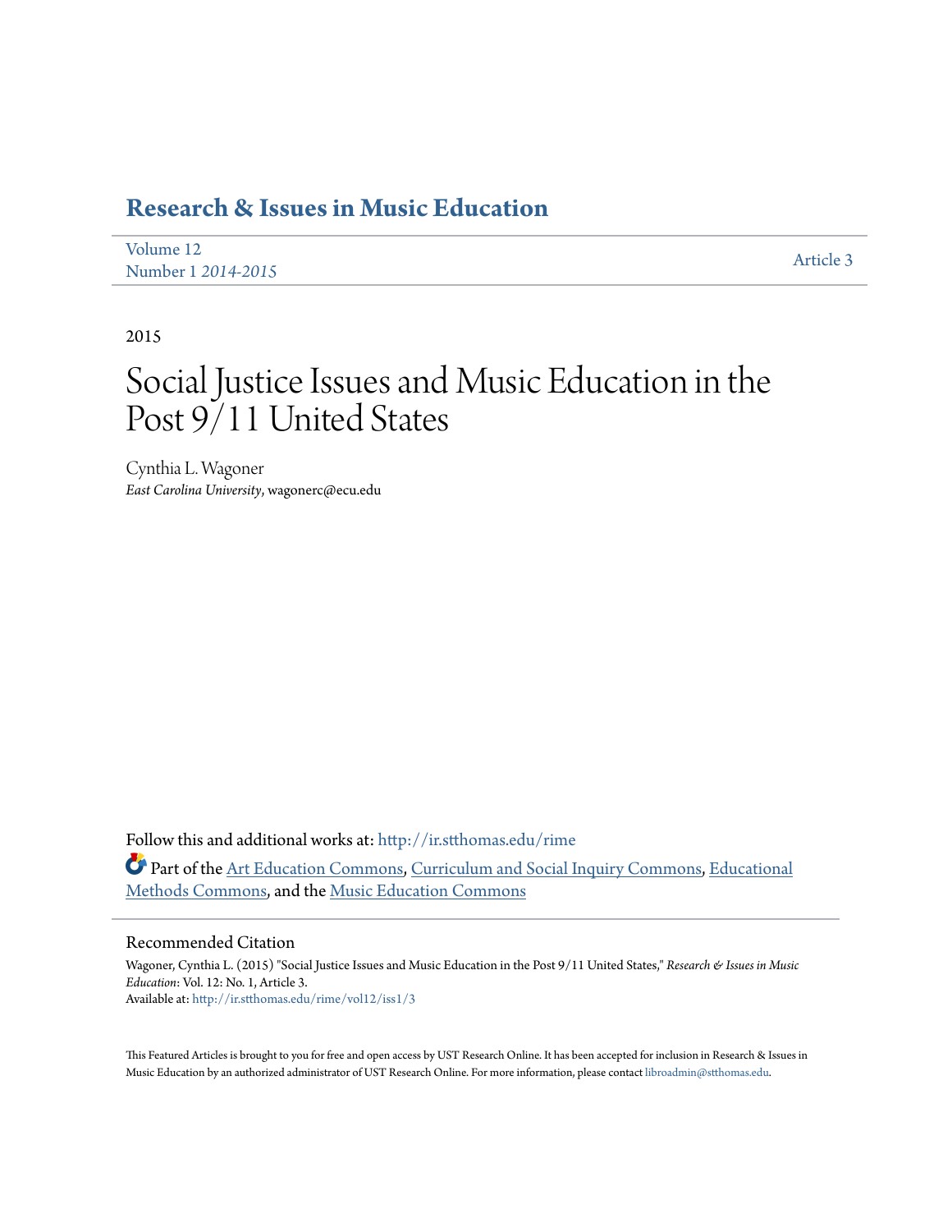# Research & Issues in Music Education

Volume 12
Number 1 *2014-2015*

Article 3

2015

# Social Justice Issues and Music Education in the Post 9/11 United States

Cynthia L. Wagoner
*East Carolina University*, wagonerc@ecu.edu

Follow this and additional works at: http://ir.stthomas.edu/rime

Part of the Art Education Commons, Curriculum and Social Inquiry Commons, Educational Methods Commons, and the Music Education Commons

## Recommended Citation

Wagoner, Cynthia L. (2015) "Social Justice Issues and Music Education in the Post 9/11 United States," *Research & Issues in Music Education*: Vol. 12: No. 1, Article 3.
Available at: http://ir.stthomas.edu/rime/vol12/iss1/3

This Featured Articles is brought to you for free and open access by UST Research Online. It has been accepted for inclusion in Research & Issues in Music Education by an authorized administrator of UST Research Online. For more information, please contact libroadmin@stthomas.edu.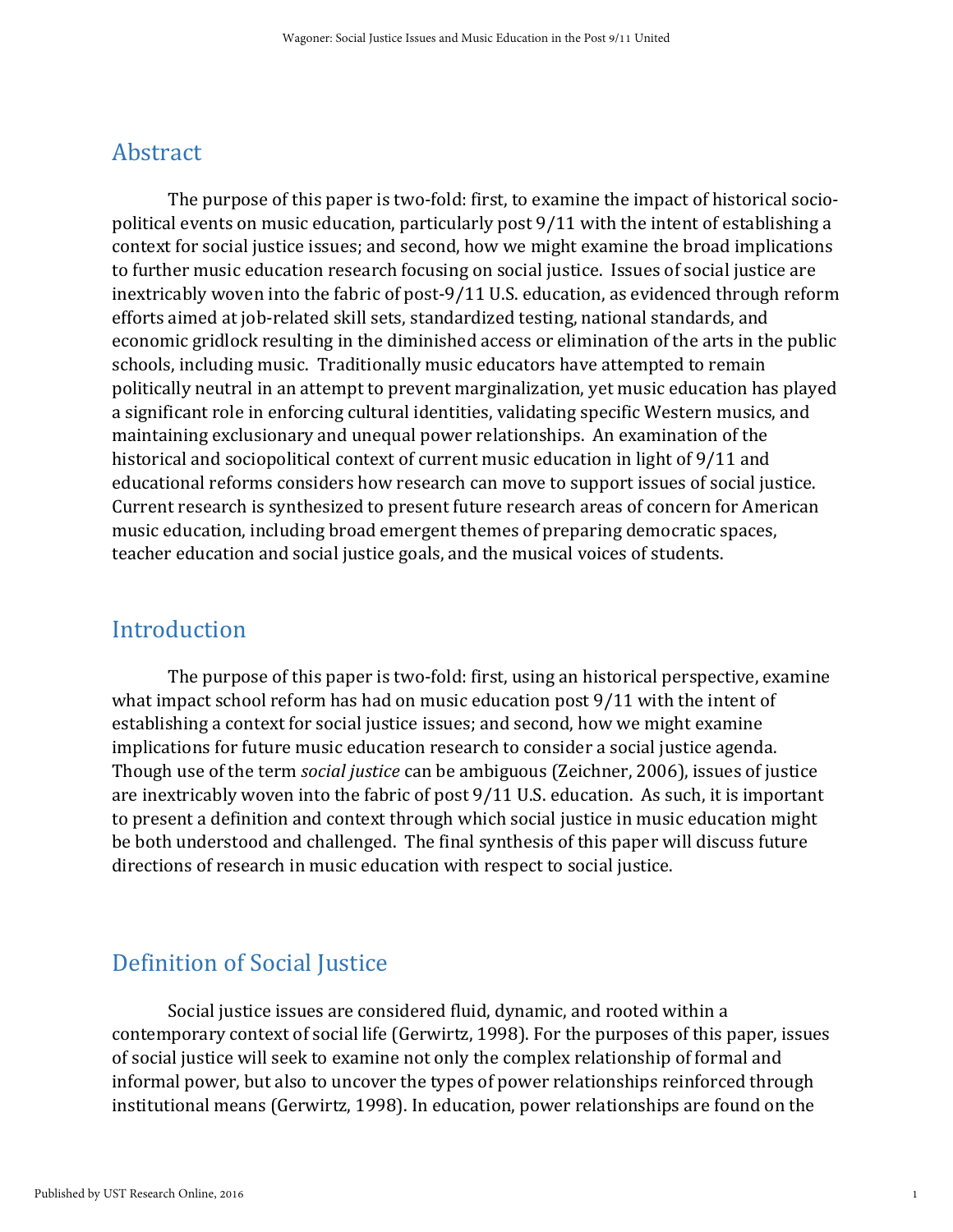## Abstract

The purpose of this paper is two-fold: first, to examine the impact of historical socio-political events on music education, particularly post 9/11 with the intent of establishing a context for social justice issues; and second, how we might examine the broad implications to further music education research focusing on social justice. Issues of social justice are inextricably woven into the fabric of post-9/11 U.S. education, as evidenced through reform efforts aimed at job-related skill sets, standardized testing, national standards, and economic gridlock resulting in the diminished access or elimination of the arts in the public schools, including music. Traditionally music educators have attempted to remain politically neutral in an attempt to prevent marginalization, yet music education has played a significant role in enforcing cultural identities, validating specific Western musics, and maintaining exclusionary and unequal power relationships. An examination of the historical and sociopolitical context of current music education in light of 9/11 and educational reforms considers how research can move to support issues of social justice. Current research is synthesized to present future research areas of concern for American music education, including broad emergent themes of preparing democratic spaces, teacher education and social justice goals, and the musical voices of students.

## Introduction

The purpose of this paper is two-fold: first, using an historical perspective, examine what impact school reform has had on music education post 9/11 with the intent of establishing a context for social justice issues; and second, how we might examine implications for future music education research to consider a social justice agenda. Though use of the term *social justice* can be ambiguous (Zeichner, 2006), issues of justice are inextricably woven into the fabric of post 9/11 U.S. education. As such, it is important to present a definition and context through which social justice in music education might be both understood and challenged. The final synthesis of this paper will discuss future directions of research in music education with respect to social justice.

## Definition of Social Justice

Social justice issues are considered fluid, dynamic, and rooted within a contemporary context of social life (Gerwirtz, 1998). For the purposes of this paper, issues of social justice will seek to examine not only the complex relationship of formal and informal power, but also to uncover the types of power relationships reinforced through institutional means (Gerwirtz, 1998). In education, power relationships are found on the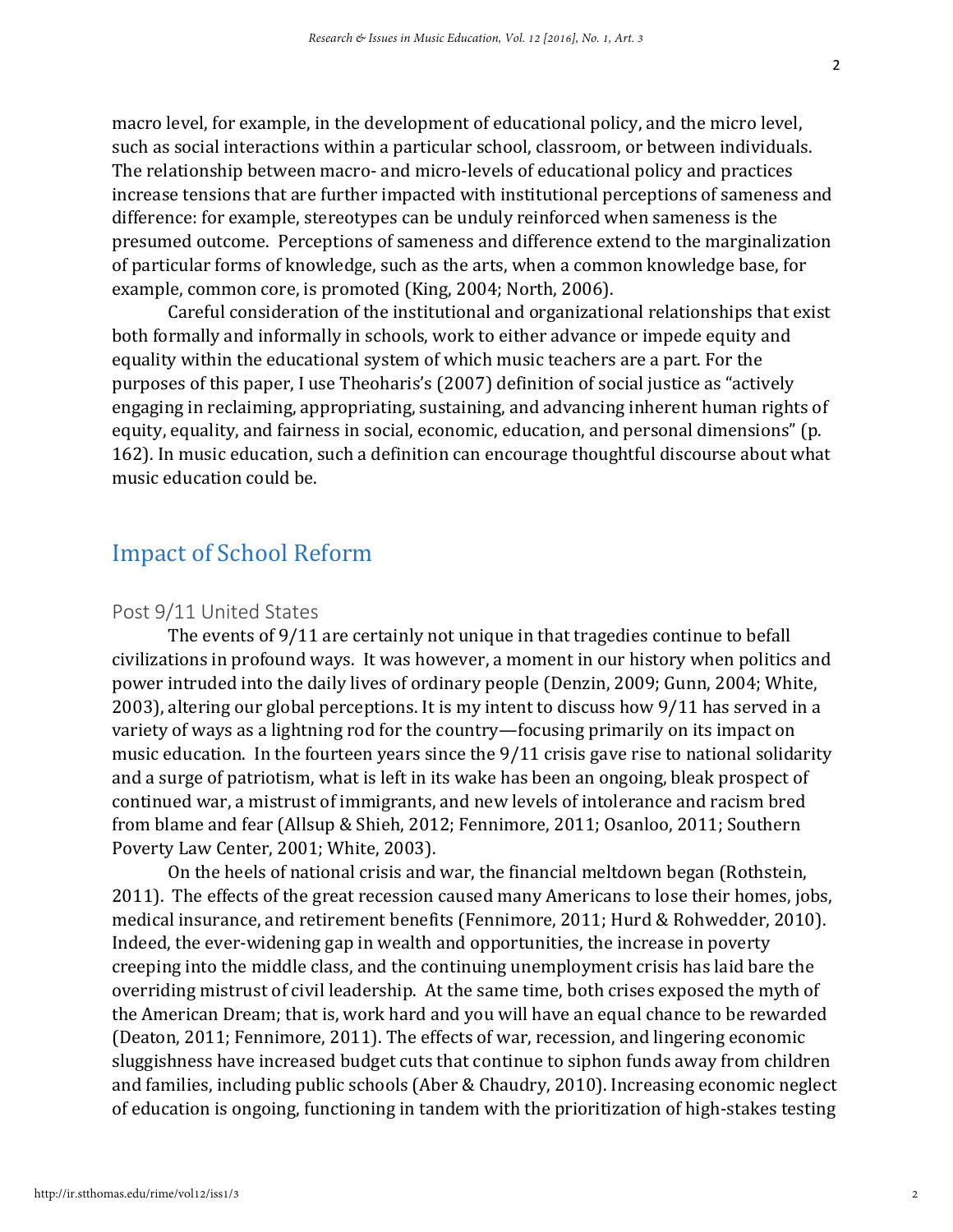macro level, for example, in the development of educational policy, and the micro level, such as social interactions within a particular school, classroom, or between individuals. The relationship between macro- and micro-levels of educational policy and practices increase tensions that are further impacted with institutional perceptions of sameness and difference: for example, stereotypes can be unduly reinforced when sameness is the presumed outcome. Perceptions of sameness and difference extend to the marginalization of particular forms of knowledge, such as the arts, when a common knowledge base, for example, common core, is promoted (King, 2004; North, 2006).

Careful consideration of the institutional and organizational relationships that exist both formally and informally in schools, work to either advance or impede equity and equality within the educational system of which music teachers are a part. For the purposes of this paper, I use Theoharis's (2007) definition of social justice as "actively engaging in reclaiming, appropriating, sustaining, and advancing inherent human rights of equity, equality, and fairness in social, economic, education, and personal dimensions" (p. 162). In music education, such a definition can encourage thoughtful discourse about what music education could be.

## Impact of School Reform

### Post 9/11 United States

The events of 9/11 are certainly not unique in that tragedies continue to befall civilizations in profound ways. It was however, a moment in our history when politics and power intruded into the daily lives of ordinary people (Denzin, 2009; Gunn, 2004; White, 2003), altering our global perceptions. It is my intent to discuss how 9/11 has served in a variety of ways as a lightning rod for the country—focusing primarily on its impact on music education. In the fourteen years since the 9/11 crisis gave rise to national solidarity and a surge of patriotism, what is left in its wake has been an ongoing, bleak prospect of continued war, a mistrust of immigrants, and new levels of intolerance and racism bred from blame and fear (Allsup & Shieh, 2012; Fennimore, 2011; Osanloo, 2011; Southern Poverty Law Center, 2001; White, 2003).

On the heels of national crisis and war, the financial meltdown began (Rothstein, 2011). The effects of the great recession caused many Americans to lose their homes, jobs, medical insurance, and retirement benefits (Fennimore, 2011; Hurd & Rohwedder, 2010). Indeed, the ever-widening gap in wealth and opportunities, the increase in poverty creeping into the middle class, and the continuing unemployment crisis has laid bare the overriding mistrust of civil leadership. At the same time, both crises exposed the myth of the American Dream; that is, work hard and you will have an equal chance to be rewarded (Deaton, 2011; Fennimore, 2011). The effects of war, recession, and lingering economic sluggishness have increased budget cuts that continue to siphon funds away from children and families, including public schools (Aber & Chaudry, 2010). Increasing economic neglect of education is ongoing, functioning in tandem with the prioritization of high-stakes testing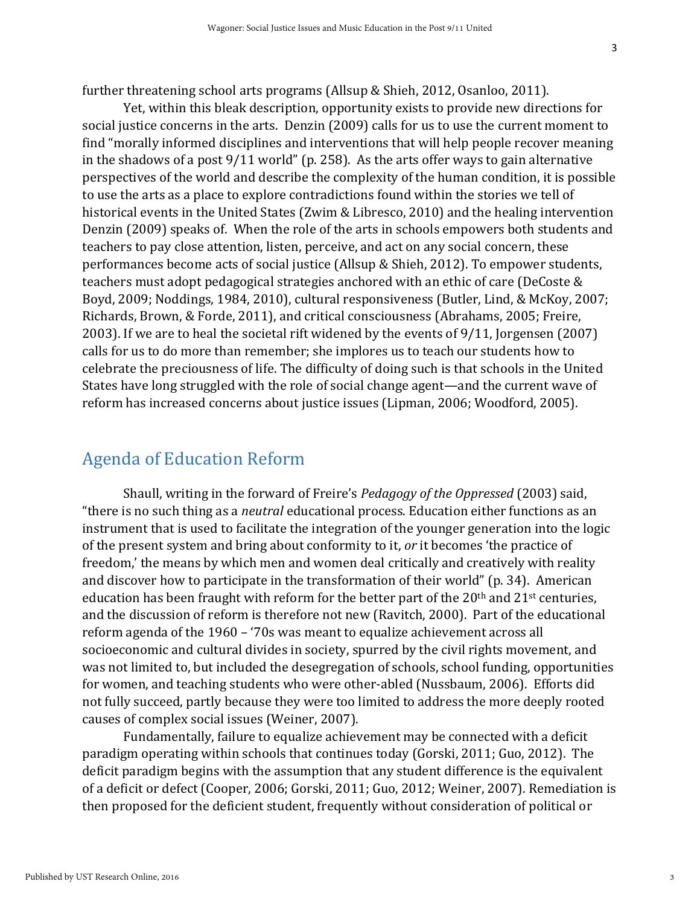further threatening school arts programs (Allsup & Shieh, 2012, Osanloo, 2011).

Yet, within this bleak description, opportunity exists to provide new directions for social justice concerns in the arts. Denzin (2009) calls for us to use the current moment to find "morally informed disciplines and interventions that will help people recover meaning in the shadows of a post 9/11 world" (p. 258). As the arts offer ways to gain alternative perspectives of the world and describe the complexity of the human condition, it is possible to use the arts as a place to explore contradictions found within the stories we tell of historical events in the United States (Zwim & Libresco, 2010) and the healing intervention Denzin (2009) speaks of. When the role of the arts in schools empowers both students and teachers to pay close attention, listen, perceive, and act on any social concern, these performances become acts of social justice (Allsup & Shieh, 2012). To empower students, teachers must adopt pedagogical strategies anchored with an ethic of care (DeCoste & Boyd, 2009; Noddings, 1984, 2010), cultural responsiveness (Butler, Lind, & McKoy, 2007; Richards, Brown, & Forde, 2011), and critical consciousness (Abrahams, 2005; Freire, 2003). If we are to heal the societal rift widened by the events of 9/11, Jorgensen (2007) calls for us to do more than remember; she implores us to teach our students how to celebrate the preciousness of life. The difficulty of doing such is that schools in the United States have long struggled with the role of social change agent—and the current wave of reform has increased concerns about justice issues (Lipman, 2006; Woodford, 2005).

## Agenda of Education Reform

Shaull, writing in the forward of Freire's *Pedagogy of the Oppressed* (2003) said, "there is no such thing as a *neutral* educational process. Education either functions as an instrument that is used to facilitate the integration of the younger generation into the logic of the present system and bring about conformity to it, *or* it becomes 'the practice of freedom,' the means by which men and women deal critically and creatively with reality and discover how to participate in the transformation of their world" (p. 34). American education has been fraught with reform for the better part of the 20th and 21st centuries, and the discussion of reform is therefore not new (Ravitch, 2000). Part of the educational reform agenda of the 1960 – '70s was meant to equalize achievement across all socioeconomic and cultural divides in society, spurred by the civil rights movement, and was not limited to, but included the desegregation of schools, school funding, opportunities for women, and teaching students who were other-abled (Nussbaum, 2006). Efforts did not fully succeed, partly because they were too limited to address the more deeply rooted causes of complex social issues (Weiner, 2007).

Fundamentally, failure to equalize achievement may be connected with a deficit paradigm operating within schools that continues today (Gorski, 2011; Guo, 2012). The deficit paradigm begins with the assumption that any student difference is the equivalent of a deficit or defect (Cooper, 2006; Gorski, 2011; Guo, 2012; Weiner, 2007). Remediation is then proposed for the deficient student, frequently without consideration of political or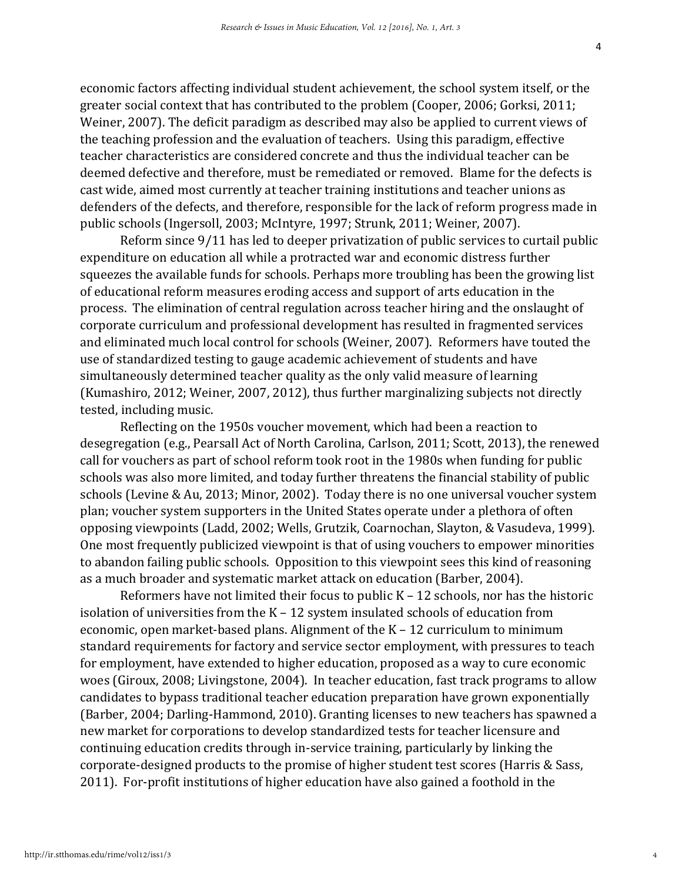economic factors affecting individual student achievement, the school system itself, or the greater social context that has contributed to the problem (Cooper, 2006; Gorksi, 2011; Weiner, 2007). The deficit paradigm as described may also be applied to current views of the teaching profession and the evaluation of teachers. Using this paradigm, effective teacher characteristics are considered concrete and thus the individual teacher can be deemed defective and therefore, must be remediated or removed. Blame for the defects is cast wide, aimed most currently at teacher training institutions and teacher unions as defenders of the defects, and therefore, responsible for the lack of reform progress made in public schools (Ingersoll, 2003; McIntyre, 1997; Strunk, 2011; Weiner, 2007).

Reform since 9/11 has led to deeper privatization of public services to curtail public expenditure on education all while a protracted war and economic distress further squeezes the available funds for schools. Perhaps more troubling has been the growing list of educational reform measures eroding access and support of arts education in the process. The elimination of central regulation across teacher hiring and the onslaught of corporate curriculum and professional development has resulted in fragmented services and eliminated much local control for schools (Weiner, 2007). Reformers have touted the use of standardized testing to gauge academic achievement of students and have simultaneously determined teacher quality as the only valid measure of learning (Kumashiro, 2012; Weiner, 2007, 2012), thus further marginalizing subjects not directly tested, including music.

Reflecting on the 1950s voucher movement, which had been a reaction to desegregation (e.g., Pearsall Act of North Carolina, Carlson, 2011; Scott, 2013), the renewed call for vouchers as part of school reform took root in the 1980s when funding for public schools was also more limited, and today further threatens the financial stability of public schools (Levine & Au, 2013; Minor, 2002). Today there is no one universal voucher system plan; voucher system supporters in the United States operate under a plethora of often opposing viewpoints (Ladd, 2002; Wells, Grutzik, Coarnochan, Slayton, & Vasudeva, 1999). One most frequently publicized viewpoint is that of using vouchers to empower minorities to abandon failing public schools. Opposition to this viewpoint sees this kind of reasoning as a much broader and systematic market attack on education (Barber, 2004).

Reformers have not limited their focus to public K – 12 schools, nor has the historic isolation of universities from the K – 12 system insulated schools of education from economic, open market-based plans. Alignment of the K – 12 curriculum to minimum standard requirements for factory and service sector employment, with pressures to teach for employment, have extended to higher education, proposed as a way to cure economic woes (Giroux, 2008; Livingstone, 2004). In teacher education, fast track programs to allow candidates to bypass traditional teacher education preparation have grown exponentially (Barber, 2004; Darling-Hammond, 2010). Granting licenses to new teachers has spawned a new market for corporations to develop standardized tests for teacher licensure and continuing education credits through in-service training, particularly by linking the corporate-designed products to the promise of higher student test scores (Harris & Sass, 2011). For-profit institutions of higher education have also gained a foothold in the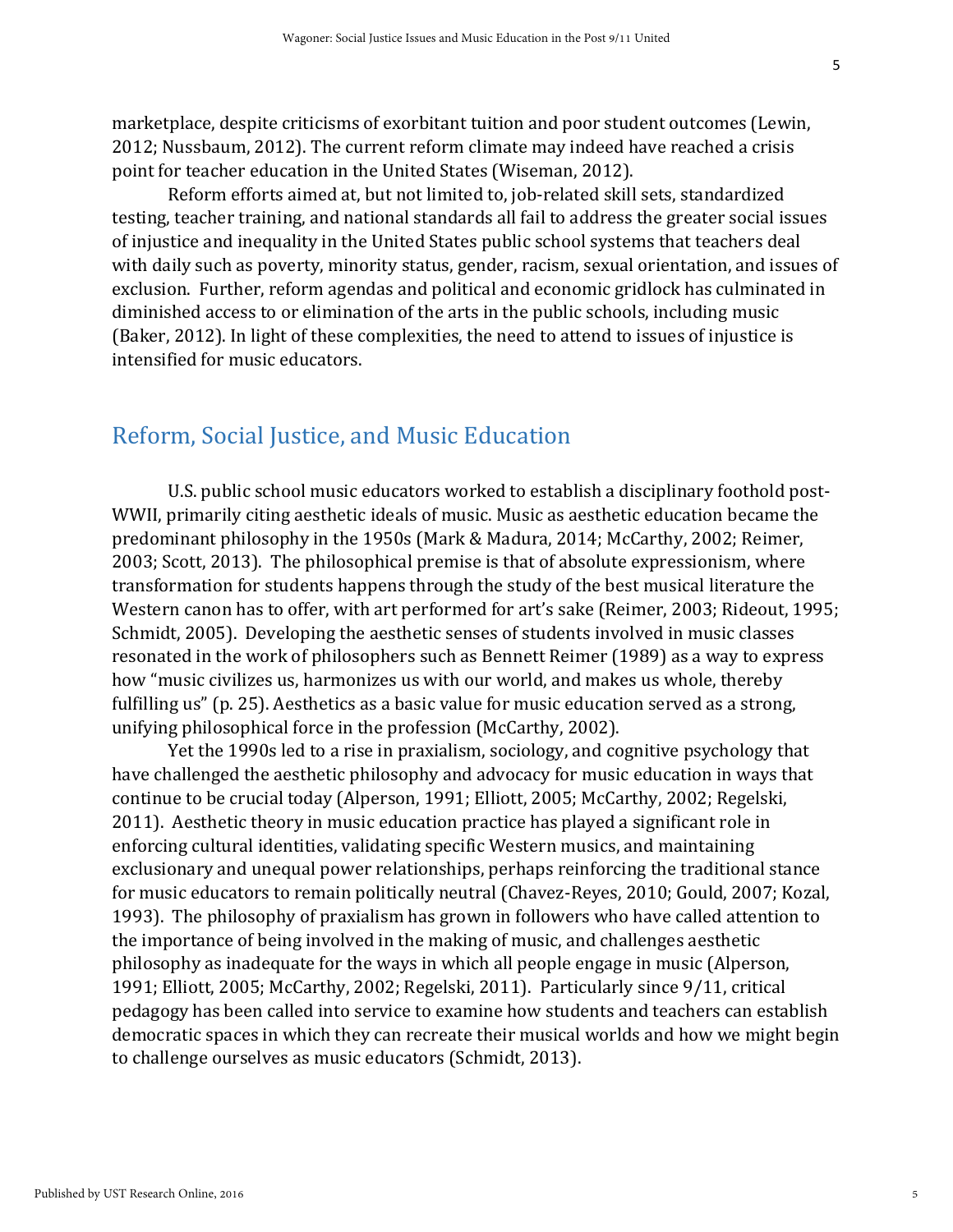marketplace, despite criticisms of exorbitant tuition and poor student outcomes (Lewin, 2012; Nussbaum, 2012). The current reform climate may indeed have reached a crisis point for teacher education in the United States (Wiseman, 2012).

Reform efforts aimed at, but not limited to, job-related skill sets, standardized testing, teacher training, and national standards all fail to address the greater social issues of injustice and inequality in the United States public school systems that teachers deal with daily such as poverty, minority status, gender, racism, sexual orientation, and issues of exclusion. Further, reform agendas and political and economic gridlock has culminated in diminished access to or elimination of the arts in the public schools, including music (Baker, 2012). In light of these complexities, the need to attend to issues of injustice is intensified for music educators.

## Reform, Social Justice, and Music Education

U.S. public school music educators worked to establish a disciplinary foothold post-WWII, primarily citing aesthetic ideals of music. Music as aesthetic education became the predominant philosophy in the 1950s (Mark & Madura, 2014; McCarthy, 2002; Reimer, 2003; Scott, 2013). The philosophical premise is that of absolute expressionism, where transformation for students happens through the study of the best musical literature the Western canon has to offer, with art performed for art's sake (Reimer, 2003; Rideout, 1995; Schmidt, 2005). Developing the aesthetic senses of students involved in music classes resonated in the work of philosophers such as Bennett Reimer (1989) as a way to express how "music civilizes us, harmonizes us with our world, and makes us whole, thereby fulfilling us" (p. 25). Aesthetics as a basic value for music education served as a strong, unifying philosophical force in the profession (McCarthy, 2002).

Yet the 1990s led to a rise in praxialism, sociology, and cognitive psychology that have challenged the aesthetic philosophy and advocacy for music education in ways that continue to be crucial today (Alperson, 1991; Elliott, 2005; McCarthy, 2002; Regelski, 2011). Aesthetic theory in music education practice has played a significant role in enforcing cultural identities, validating specific Western musics, and maintaining exclusionary and unequal power relationships, perhaps reinforcing the traditional stance for music educators to remain politically neutral (Chavez-Reyes, 2010; Gould, 2007; Kozal, 1993). The philosophy of praxialism has grown in followers who have called attention to the importance of being involved in the making of music, and challenges aesthetic philosophy as inadequate for the ways in which all people engage in music (Alperson, 1991; Elliott, 2005; McCarthy, 2002; Regelski, 2011). Particularly since 9/11, critical pedagogy has been called into service to examine how students and teachers can establish democratic spaces in which they can recreate their musical worlds and how we might begin to challenge ourselves as music educators (Schmidt, 2013).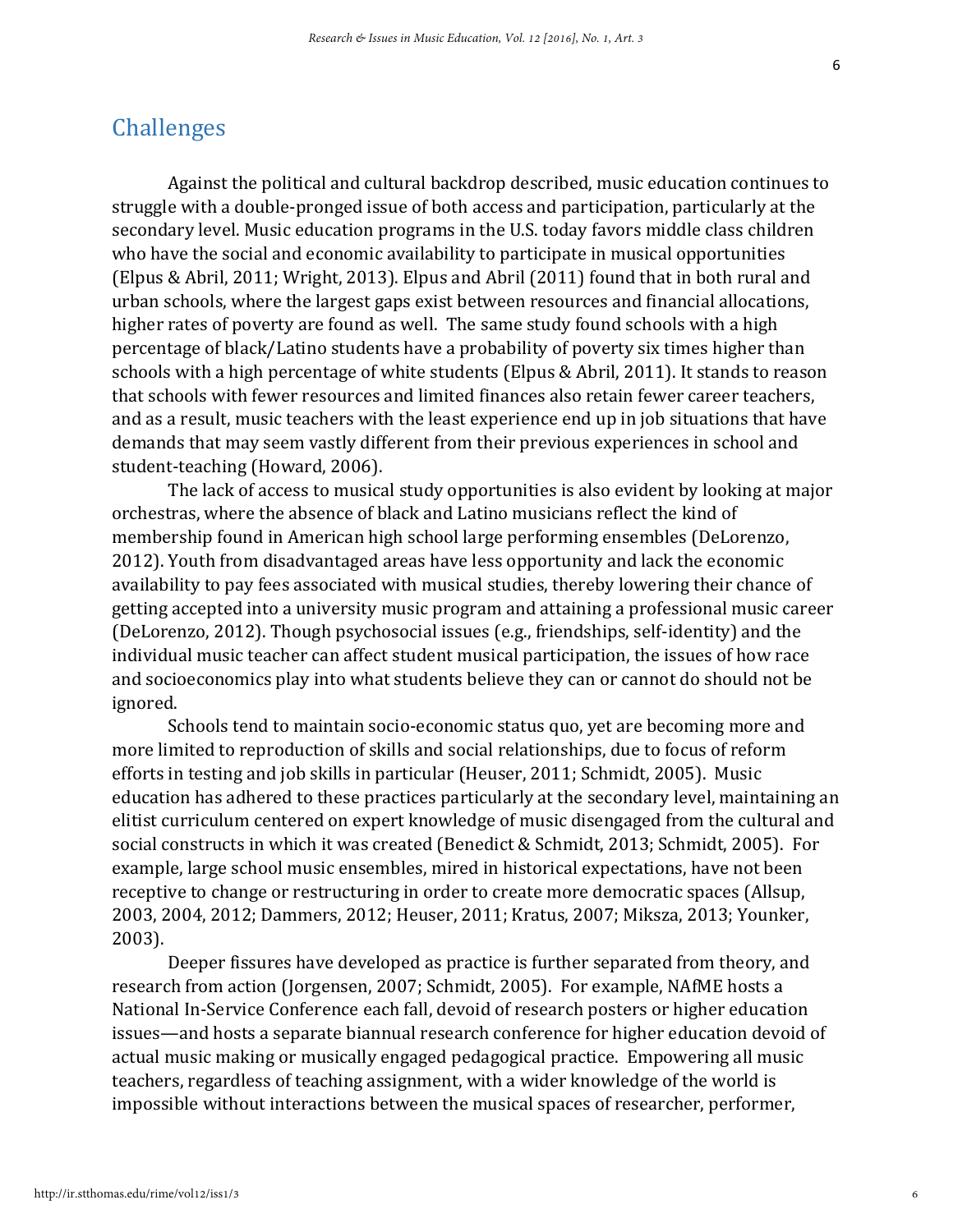## Challenges

Against the political and cultural backdrop described, music education continues to struggle with a double-pronged issue of both access and participation, particularly at the secondary level. Music education programs in the U.S. today favors middle class children who have the social and economic availability to participate in musical opportunities (Elpus & Abril, 2011; Wright, 2013). Elpus and Abril (2011) found that in both rural and urban schools, where the largest gaps exist between resources and financial allocations, higher rates of poverty are found as well. The same study found schools with a high percentage of black/Latino students have a probability of poverty six times higher than schools with a high percentage of white students (Elpus & Abril, 2011). It stands to reason that schools with fewer resources and limited finances also retain fewer career teachers, and as a result, music teachers with the least experience end up in job situations that have demands that may seem vastly different from their previous experiences in school and student-teaching (Howard, 2006).

The lack of access to musical study opportunities is also evident by looking at major orchestras, where the absence of black and Latino musicians reflect the kind of membership found in American high school large performing ensembles (DeLorenzo, 2012). Youth from disadvantaged areas have less opportunity and lack the economic availability to pay fees associated with musical studies, thereby lowering their chance of getting accepted into a university music program and attaining a professional music career (DeLorenzo, 2012). Though psychosocial issues (e.g., friendships, self-identity) and the individual music teacher can affect student musical participation, the issues of how race and socioeconomics play into what students believe they can or cannot do should not be ignored.

Schools tend to maintain socio-economic status quo, yet are becoming more and more limited to reproduction of skills and social relationships, due to focus of reform efforts in testing and job skills in particular (Heuser, 2011; Schmidt, 2005). Music education has adhered to these practices particularly at the secondary level, maintaining an elitist curriculum centered on expert knowledge of music disengaged from the cultural and social constructs in which it was created (Benedict & Schmidt, 2013; Schmidt, 2005). For example, large school music ensembles, mired in historical expectations, have not been receptive to change or restructuring in order to create more democratic spaces (Allsup, 2003, 2004, 2012; Dammers, 2012; Heuser, 2011; Kratus, 2007; Miksza, 2013; Younker, 2003).

Deeper fissures have developed as practice is further separated from theory, and research from action (Jorgensen, 2007; Schmidt, 2005). For example, NAfME hosts a National In-Service Conference each fall, devoid of research posters or higher education issues—and hosts a separate biannual research conference for higher education devoid of actual music making or musically engaged pedagogical practice. Empowering all music teachers, regardless of teaching assignment, with a wider knowledge of the world is impossible without interactions between the musical spaces of researcher, performer,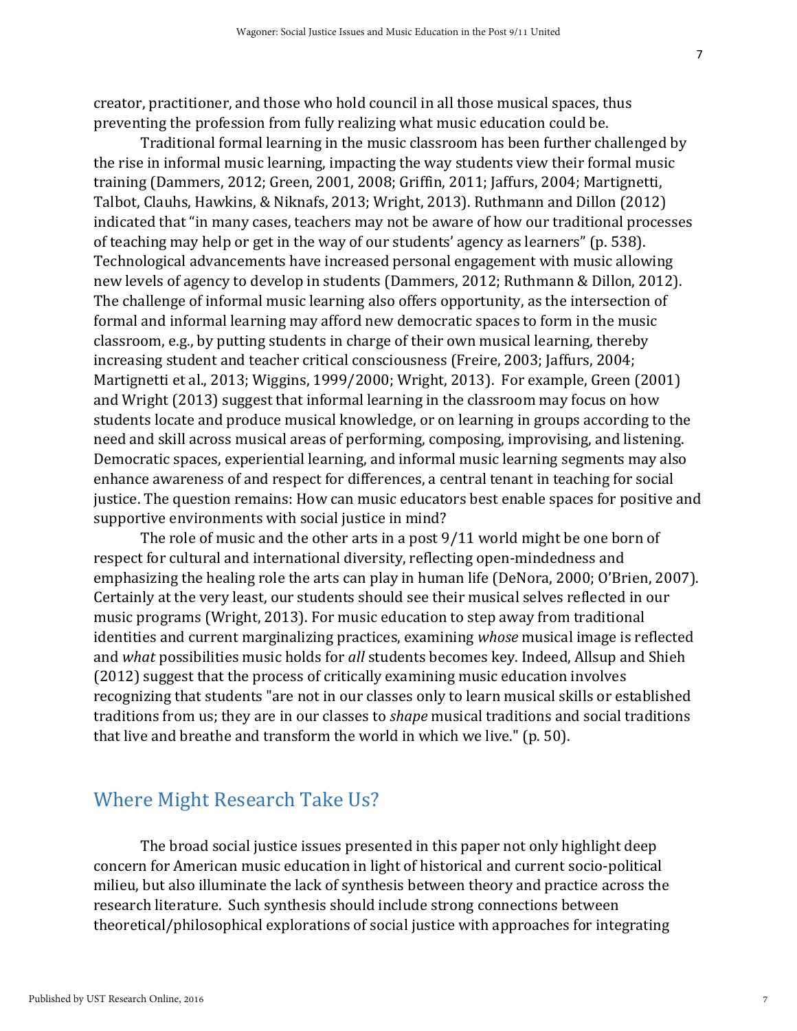creator, practitioner, and those who hold council in all those musical spaces, thus preventing the profession from fully realizing what music education could be.

Traditional formal learning in the music classroom has been further challenged by the rise in informal music learning, impacting the way students view their formal music training (Dammers, 2012; Green, 2001, 2008; Griffin, 2011; Jaffurs, 2004; Martignetti, Talbot, Clauhs, Hawkins, & Niknafs, 2013; Wright, 2013). Ruthmann and Dillon (2012) indicated that "in many cases, teachers may not be aware of how our traditional processes of teaching may help or get in the way of our students' agency as learners" (p. 538). Technological advancements have increased personal engagement with music allowing new levels of agency to develop in students (Dammers, 2012; Ruthmann & Dillon, 2012). The challenge of informal music learning also offers opportunity, as the intersection of formal and informal learning may afford new democratic spaces to form in the music classroom, e.g., by putting students in charge of their own musical learning, thereby increasing student and teacher critical consciousness (Freire, 2003; Jaffurs, 2004; Martignetti et al., 2013; Wiggins, 1999/2000; Wright, 2013). For example, Green (2001) and Wright (2013) suggest that informal learning in the classroom may focus on how students locate and produce musical knowledge, or on learning in groups according to the need and skill across musical areas of performing, composing, improvising, and listening. Democratic spaces, experiential learning, and informal music learning segments may also enhance awareness of and respect for differences, a central tenant in teaching for social justice. The question remains: How can music educators best enable spaces for positive and supportive environments with social justice in mind?

The role of music and the other arts in a post 9/11 world might be one born of respect for cultural and international diversity, reflecting open-mindedness and emphasizing the healing role the arts can play in human life (DeNora, 2000; O'Brien, 2007). Certainly at the very least, our students should see their musical selves reflected in our music programs (Wright, 2013). For music education to step away from traditional identities and current marginalizing practices, examining *whose* musical image is reflected and *what* possibilities music holds for *all* students becomes key. Indeed, Allsup and Shieh (2012) suggest that the process of critically examining music education involves recognizing that students "are not in our classes only to learn musical skills or established traditions from us; they are in our classes to *shape* musical traditions and social traditions that live and breathe and transform the world in which we live." (p. 50).

## Where Might Research Take Us?

The broad social justice issues presented in this paper not only highlight deep concern for American music education in light of historical and current socio-political milieu, but also illuminate the lack of synthesis between theory and practice across the research literature. Such synthesis should include strong connections between theoretical/philosophical explorations of social justice with approaches for integrating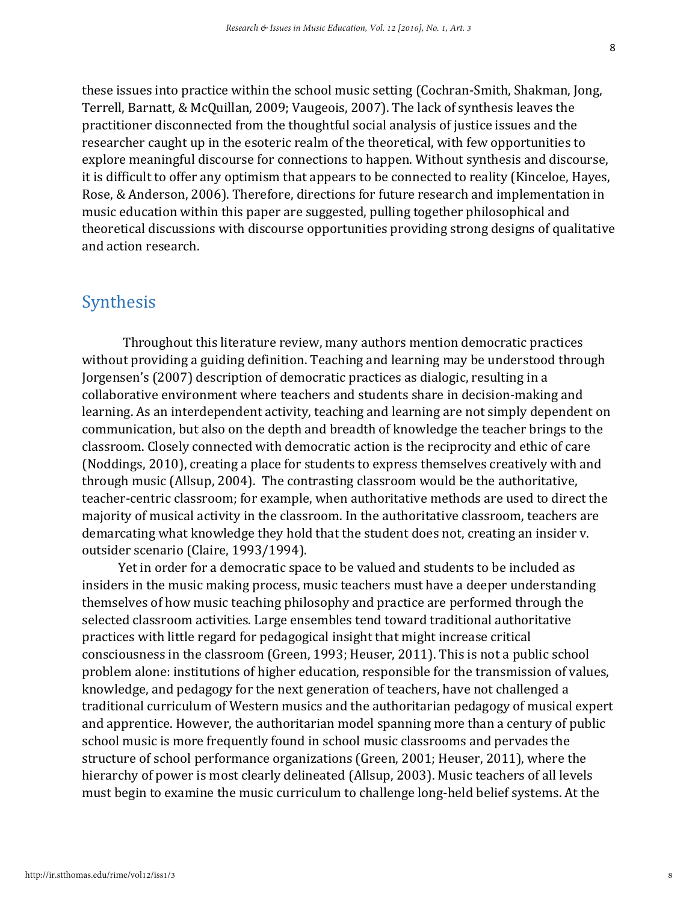these issues into practice within the school music setting (Cochran-Smith, Shakman, Jong, Terrell, Barnatt, & McQuillan, 2009; Vaugeois, 2007). The lack of synthesis leaves the practitioner disconnected from the thoughtful social analysis of justice issues and the researcher caught up in the esoteric realm of the theoretical, with few opportunities to explore meaningful discourse for connections to happen. Without synthesis and discourse, it is difficult to offer any optimism that appears to be connected to reality (Kinceloe, Hayes, Rose, & Anderson, 2006). Therefore, directions for future research and implementation in music education within this paper are suggested, pulling together philosophical and theoretical discussions with discourse opportunities providing strong designs of qualitative and action research.

## Synthesis

Throughout this literature review, many authors mention democratic practices without providing a guiding definition. Teaching and learning may be understood through Jorgensen's (2007) description of democratic practices as dialogic, resulting in a collaborative environment where teachers and students share in decision-making and learning. As an interdependent activity, teaching and learning are not simply dependent on communication, but also on the depth and breadth of knowledge the teacher brings to the classroom. Closely connected with democratic action is the reciprocity and ethic of care (Noddings, 2010), creating a place for students to express themselves creatively with and through music (Allsup, 2004). The contrasting classroom would be the authoritative, teacher-centric classroom; for example, when authoritative methods are used to direct the majority of musical activity in the classroom. In the authoritative classroom, teachers are demarcating what knowledge they hold that the student does not, creating an insider v. outsider scenario (Claire, 1993/1994).

Yet in order for a democratic space to be valued and students to be included as insiders in the music making process, music teachers must have a deeper understanding themselves of how music teaching philosophy and practice are performed through the selected classroom activities. Large ensembles tend toward traditional authoritative practices with little regard for pedagogical insight that might increase critical consciousness in the classroom (Green, 1993; Heuser, 2011). This is not a public school problem alone: institutions of higher education, responsible for the transmission of values, knowledge, and pedagogy for the next generation of teachers, have not challenged a traditional curriculum of Western musics and the authoritarian pedagogy of musical expert and apprentice. However, the authoritarian model spanning more than a century of public school music is more frequently found in school music classrooms and pervades the structure of school performance organizations (Green, 2001; Heuser, 2011), where the hierarchy of power is most clearly delineated (Allsup, 2003). Music teachers of all levels must begin to examine the music curriculum to challenge long-held belief systems. At the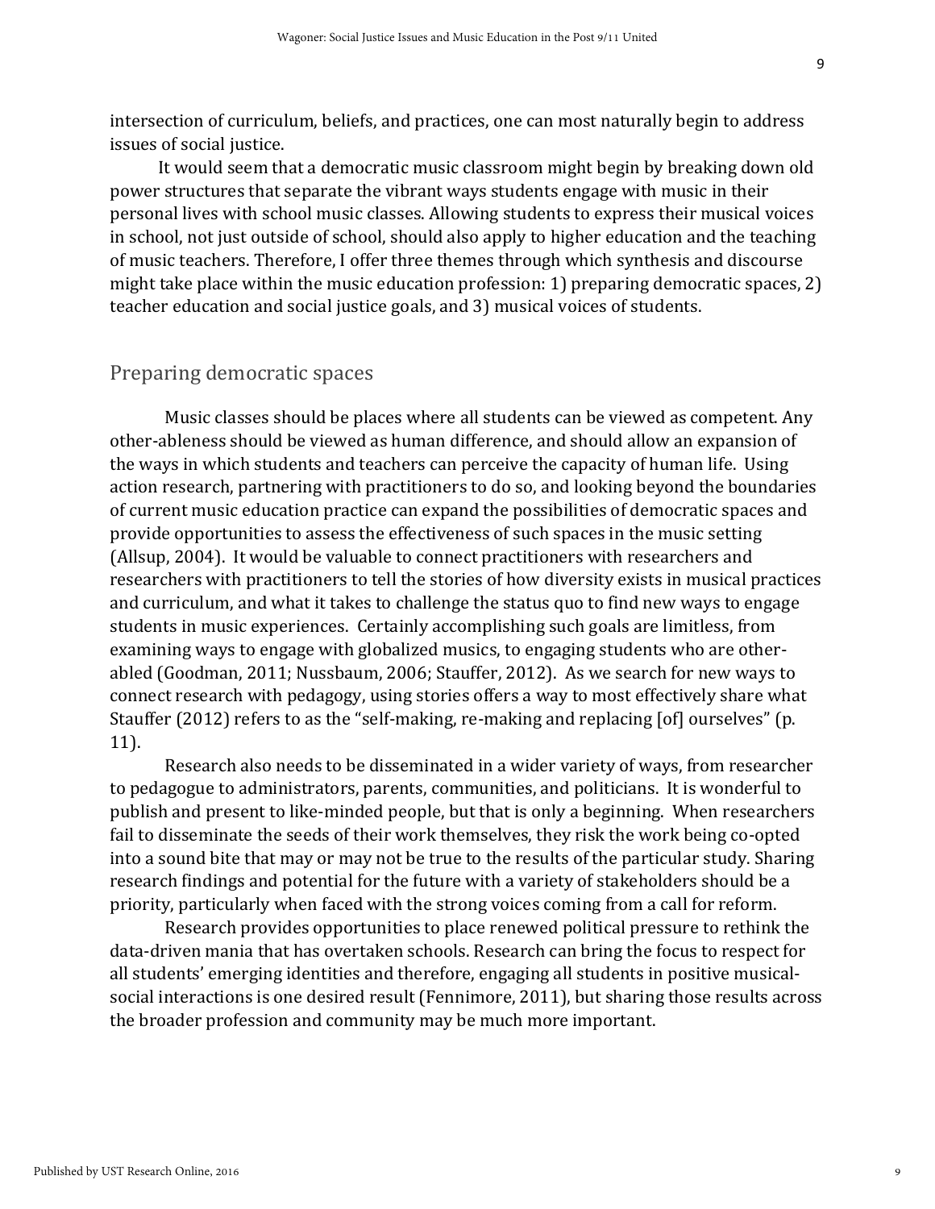intersection of curriculum, beliefs, and practices, one can most naturally begin to address issues of social justice.

It would seem that a democratic music classroom might begin by breaking down old power structures that separate the vibrant ways students engage with music in their personal lives with school music classes. Allowing students to express their musical voices in school, not just outside of school, should also apply to higher education and the teaching of music teachers. Therefore, I offer three themes through which synthesis and discourse might take place within the music education profession: 1) preparing democratic spaces, 2) teacher education and social justice goals, and 3) musical voices of students.

## Preparing democratic spaces

Music classes should be places where all students can be viewed as competent. Any other-ableness should be viewed as human difference, and should allow an expansion of the ways in which students and teachers can perceive the capacity of human life. Using action research, partnering with practitioners to do so, and looking beyond the boundaries of current music education practice can expand the possibilities of democratic spaces and provide opportunities to assess the effectiveness of such spaces in the music setting (Allsup, 2004). It would be valuable to connect practitioners with researchers and researchers with practitioners to tell the stories of how diversity exists in musical practices and curriculum, and what it takes to challenge the status quo to find new ways to engage students in music experiences. Certainly accomplishing such goals are limitless, from examining ways to engage with globalized musics, to engaging students who are other-abled (Goodman, 2011; Nussbaum, 2006; Stauffer, 2012). As we search for new ways to connect research with pedagogy, using stories offers a way to most effectively share what Stauffer (2012) refers to as the "self-making, re-making and replacing [of] ourselves" (p. 11).

Research also needs to be disseminated in a wider variety of ways, from researcher to pedagogue to administrators, parents, communities, and politicians. It is wonderful to publish and present to like-minded people, but that is only a beginning. When researchers fail to disseminate the seeds of their work themselves, they risk the work being co-opted into a sound bite that may or may not be true to the results of the particular study. Sharing research findings and potential for the future with a variety of stakeholders should be a priority, particularly when faced with the strong voices coming from a call for reform.

Research provides opportunities to place renewed political pressure to rethink the data-driven mania that has overtaken schools. Research can bring the focus to respect for all students' emerging identities and therefore, engaging all students in positive musical-social interactions is one desired result (Fennimore, 2011), but sharing those results across the broader profession and community may be much more important.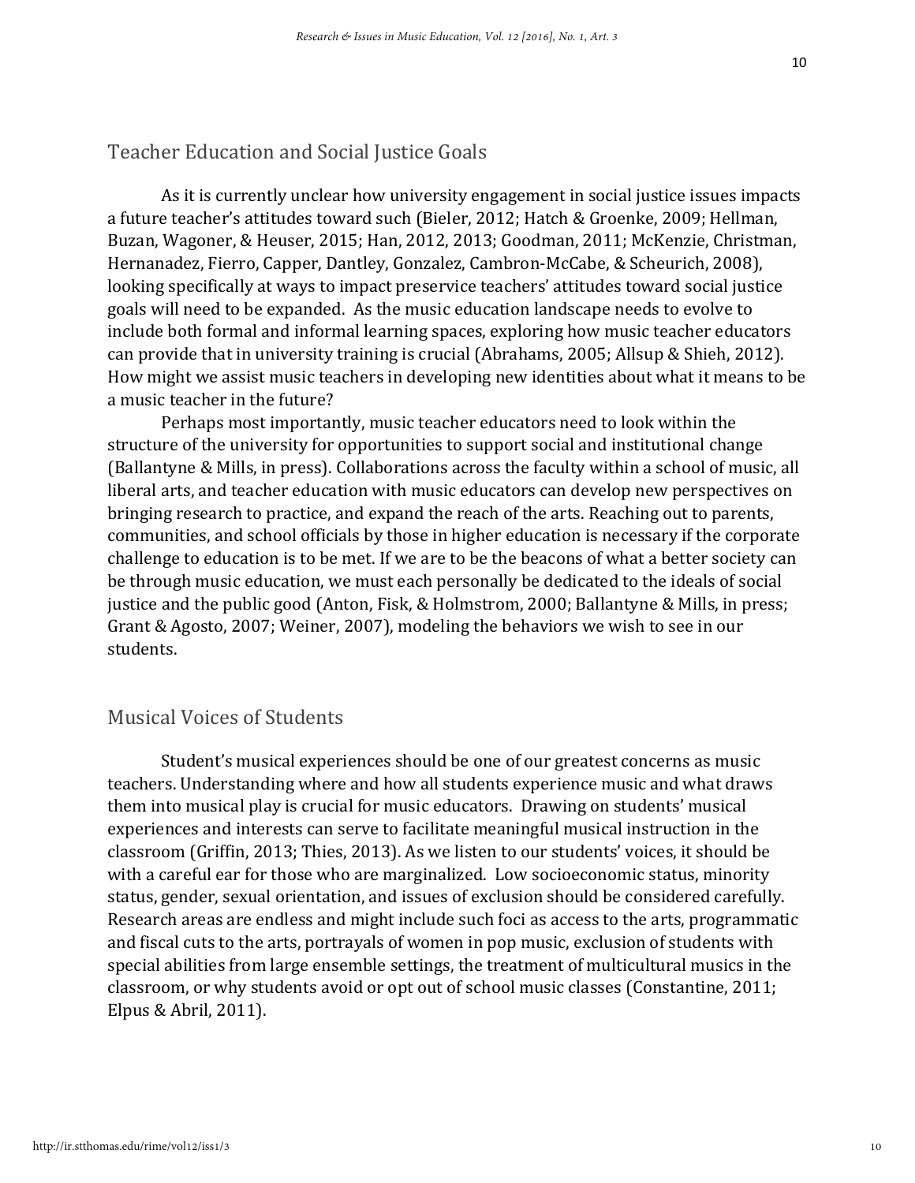## Teacher Education and Social Justice Goals

As it is currently unclear how university engagement in social justice issues impacts a future teacher's attitudes toward such (Bieler, 2012; Hatch & Groenke, 2009; Hellman, Buzan, Wagoner, & Heuser, 2015; Han, 2012, 2013; Goodman, 2011; McKenzie, Christman, Hernanadez, Fierro, Capper, Dantley, Gonzalez, Cambron-McCabe, & Scheurich, 2008), looking specifically at ways to impact preservice teachers' attitudes toward social justice goals will need to be expanded. As the music education landscape needs to evolve to include both formal and informal learning spaces, exploring how music teacher educators can provide that in university training is crucial (Abrahams, 2005; Allsup & Shieh, 2012). How might we assist music teachers in developing new identities about what it means to be a music teacher in the future?

Perhaps most importantly, music teacher educators need to look within the structure of the university for opportunities to support social and institutional change (Ballantyne & Mills, in press). Collaborations across the faculty within a school of music, all liberal arts, and teacher education with music educators can develop new perspectives on bringing research to practice, and expand the reach of the arts. Reaching out to parents, communities, and school officials by those in higher education is necessary if the corporate challenge to education is to be met. If we are to be the beacons of what a better society can be through music education, we must each personally be dedicated to the ideals of social justice and the public good (Anton, Fisk, & Holmstrom, 2000; Ballantyne & Mills, in press; Grant & Agosto, 2007; Weiner, 2007), modeling the behaviors we wish to see in our students.

## Musical Voices of Students

Student's musical experiences should be one of our greatest concerns as music teachers. Understanding where and how all students experience music and what draws them into musical play is crucial for music educators. Drawing on students' musical experiences and interests can serve to facilitate meaningful musical instruction in the classroom (Griffin, 2013; Thies, 2013). As we listen to our students' voices, it should be with a careful ear for those who are marginalized. Low socioeconomic status, minority status, gender, sexual orientation, and issues of exclusion should be considered carefully. Research areas are endless and might include such foci as access to the arts, programmatic and fiscal cuts to the arts, portrayals of women in pop music, exclusion of students with special abilities from large ensemble settings, the treatment of multicultural musics in the classroom, or why students avoid or opt out of school music classes (Constantine, 2011; Elpus & Abril, 2011).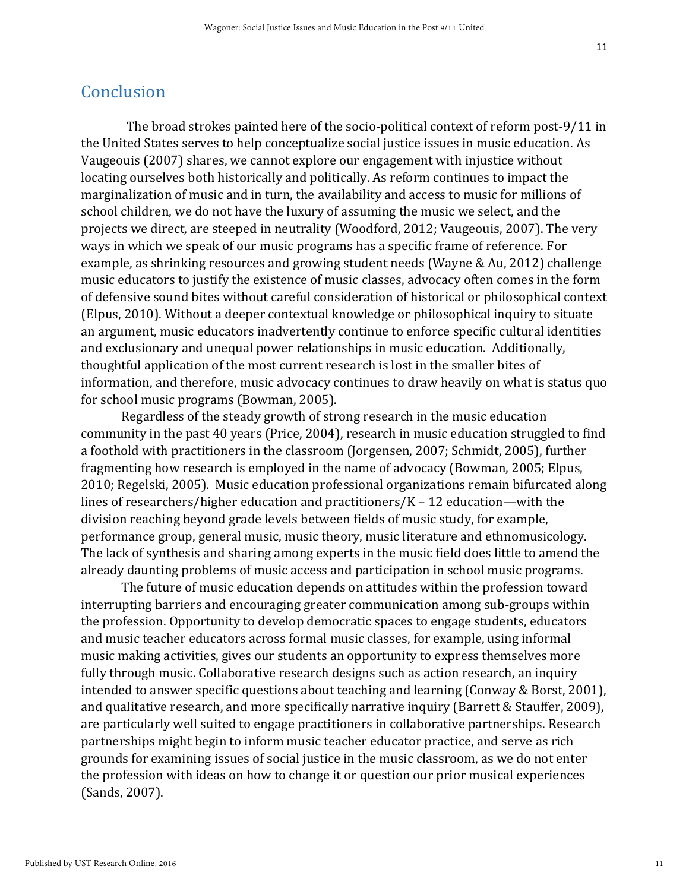## Conclusion

The broad strokes painted here of the socio-political context of reform post-9/11 in the United States serves to help conceptualize social justice issues in music education. As Vaugeouis (2007) shares, we cannot explore our engagement with injustice without locating ourselves both historically and politically. As reform continues to impact the marginalization of music and in turn, the availability and access to music for millions of school children, we do not have the luxury of assuming the music we select, and the projects we direct, are steeped in neutrality (Woodford, 2012; Vaugeouis, 2007). The very ways in which we speak of our music programs has a specific frame of reference. For example, as shrinking resources and growing student needs (Wayne & Au, 2012) challenge music educators to justify the existence of music classes, advocacy often comes in the form of defensive sound bites without careful consideration of historical or philosophical context (Elpus, 2010). Without a deeper contextual knowledge or philosophical inquiry to situate an argument, music educators inadvertently continue to enforce specific cultural identities and exclusionary and unequal power relationships in music education. Additionally, thoughtful application of the most current research is lost in the smaller bites of information, and therefore, music advocacy continues to draw heavily on what is status quo for school music programs (Bowman, 2005).

Regardless of the steady growth of strong research in the music education community in the past 40 years (Price, 2004), research in music education struggled to find a foothold with practitioners in the classroom (Jorgensen, 2007; Schmidt, 2005), further fragmenting how research is employed in the name of advocacy (Bowman, 2005; Elpus, 2010; Regelski, 2005). Music education professional organizations remain bifurcated along lines of researchers/higher education and practitioners/K – 12 education—with the division reaching beyond grade levels between fields of music study, for example, performance group, general music, music theory, music literature and ethnomusicology. The lack of synthesis and sharing among experts in the music field does little to amend the already daunting problems of music access and participation in school music programs.

The future of music education depends on attitudes within the profession toward interrupting barriers and encouraging greater communication among sub-groups within the profession. Opportunity to develop democratic spaces to engage students, educators and music teacher educators across formal music classes, for example, using informal music making activities, gives our students an opportunity to express themselves more fully through music. Collaborative research designs such as action research, an inquiry intended to answer specific questions about teaching and learning (Conway & Borst, 2001), and qualitative research, and more specifically narrative inquiry (Barrett & Stauffer, 2009), are particularly well suited to engage practitioners in collaborative partnerships. Research partnerships might begin to inform music teacher educator practice, and serve as rich grounds for examining issues of social justice in the music classroom, as we do not enter the profession with ideas on how to change it or question our prior musical experiences (Sands, 2007).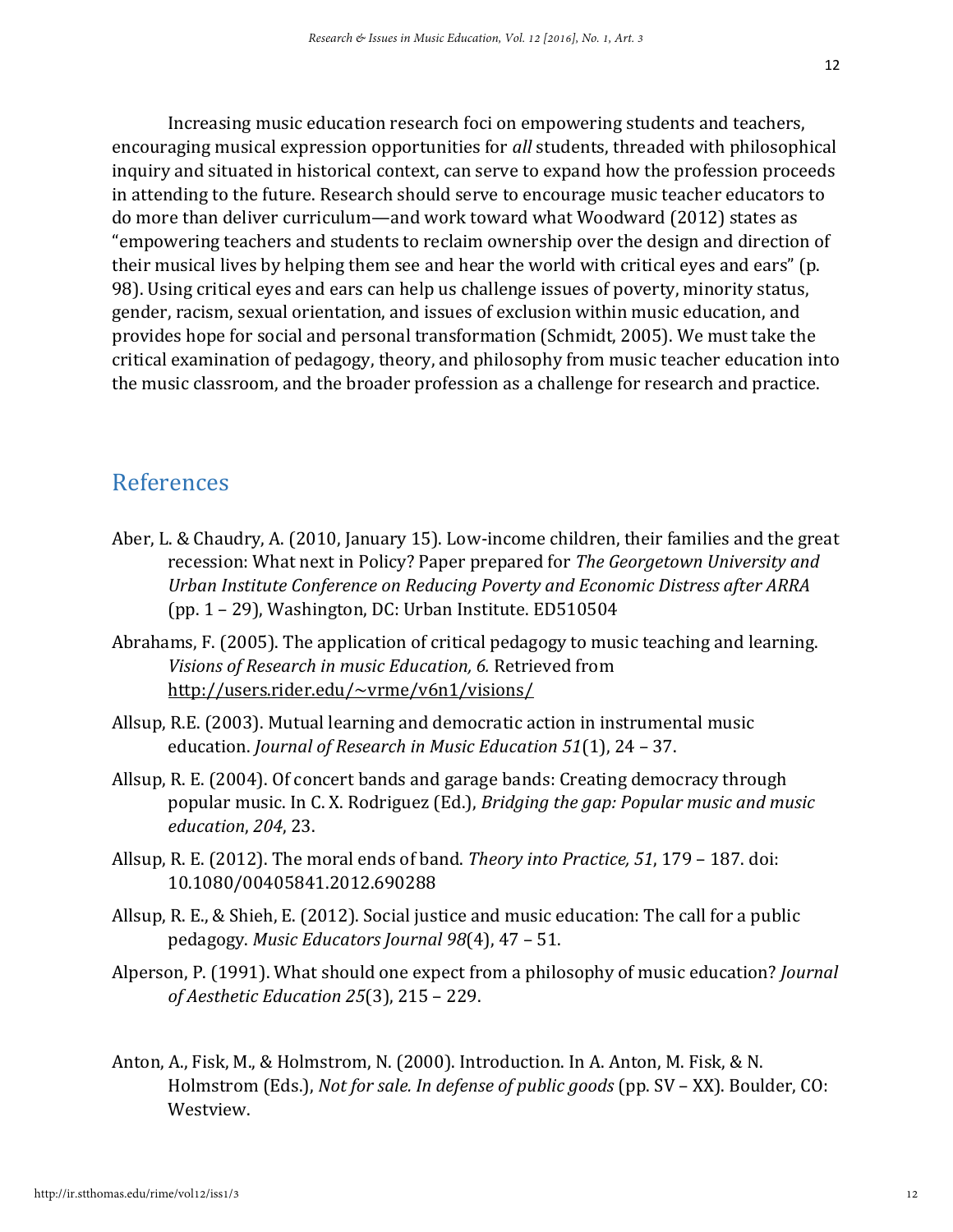Increasing music education research foci on empowering students and teachers, encouraging musical expression opportunities for *all* students, threaded with philosophical inquiry and situated in historical context, can serve to expand how the profession proceeds in attending to the future. Research should serve to encourage music teacher educators to do more than deliver curriculum—and work toward what Woodward (2012) states as "empowering teachers and students to reclaim ownership over the design and direction of their musical lives by helping them see and hear the world with critical eyes and ears" (p. 98). Using critical eyes and ears can help us challenge issues of poverty, minority status, gender, racism, sexual orientation, and issues of exclusion within music education, and provides hope for social and personal transformation (Schmidt, 2005). We must take the critical examination of pedagogy, theory, and philosophy from music teacher education into the music classroom, and the broader profession as a challenge for research and practice.

## References

Aber, L. & Chaudry, A. (2010, January 15). Low-income children, their families and the great recession: What next in Policy? Paper prepared for *The Georgetown University and Urban Institute Conference on Reducing Poverty and Economic Distress after ARRA* (pp. 1 – 29), Washington, DC: Urban Institute. ED510504

Abrahams, F. (2005). The application of critical pedagogy to music teaching and learning. *Visions of Research in music Education, 6.* Retrieved from http://users.rider.edu/~vrme/v6n1/visions/

Allsup, R.E. (2003). Mutual learning and democratic action in instrumental music education. *Journal of Research in Music Education 51*(1), 24 – 37.

Allsup, R. E. (2004). Of concert bands and garage bands: Creating democracy through popular music. In C. X. Rodriguez (Ed.), *Bridging the gap: Popular music and music education*, *204*, 23.

Allsup, R. E. (2012). The moral ends of band. *Theory into Practice, 51*, 179 – 187. doi: 10.1080/00405841.2012.690288

Allsup, R. E., & Shieh, E. (2012). Social justice and music education: The call for a public pedagogy. *Music Educators Journal 98*(4), 47 – 51.

Alperson, P. (1991). What should one expect from a philosophy of music education? *Journal of Aesthetic Education 25*(3), 215 – 229.

Anton, A., Fisk, M., & Holmstrom, N. (2000). Introduction. In A. Anton, M. Fisk, & N. Holmstrom (Eds.), *Not for sale. In defense of public goods* (pp. SV – XX). Boulder, CO: Westview.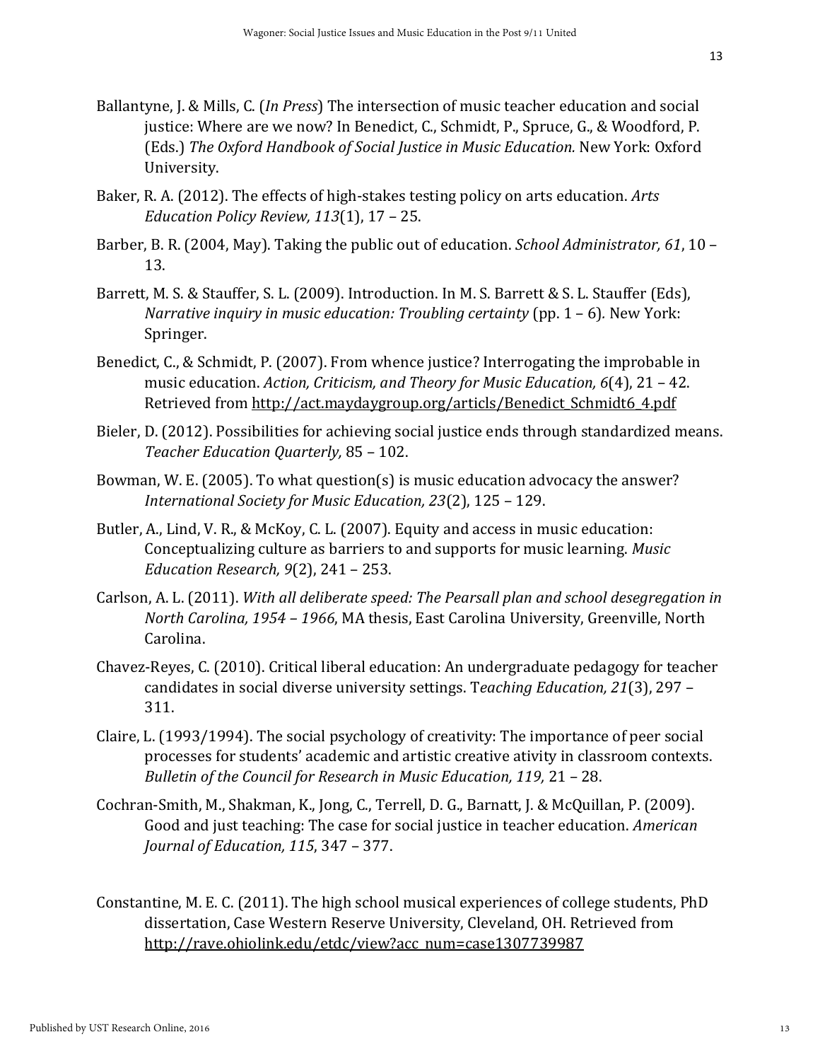Ballantyne, J. & Mills, C. (*In Press*) The intersection of music teacher education and social justice: Where are we now? In Benedict, C., Schmidt, P., Spruce, G., & Woodford, P. (Eds.) *The Oxford Handbook of Social Justice in Music Education.* New York: Oxford University.

Baker, R. A. (2012). The effects of high-stakes testing policy on arts education. *Arts Education Policy Review, 113*(1), 17 – 25.

Barber, B. R. (2004, May). Taking the public out of education. *School Administrator, 61*, 10 – 13.

Barrett, M. S. & Stauffer, S. L. (2009). Introduction. In M. S. Barrett & S. L. Stauffer (Eds), *Narrative inquiry in music education: Troubling certainty* (pp. 1 – 6). New York: Springer.

Benedict, C., & Schmidt, P. (2007). From whence justice? Interrogating the improbable in music education. *Action, Criticism, and Theory for Music Education, 6*(4), 21 – 42. Retrieved from http://act.maydaygroup.org/articls/Benedict_Schmidt6_4.pdf

Bieler, D. (2012). Possibilities for achieving social justice ends through standardized means. *Teacher Education Quarterly,* 85 – 102.

Bowman, W. E. (2005). To what question(s) is music education advocacy the answer? *International Society for Music Education, 23*(2), 125 – 129.

Butler, A., Lind, V. R., & McKoy, C. L. (2007). Equity and access in music education: Conceptualizing culture as barriers to and supports for music learning. *Music Education Research, 9*(2), 241 – 253.

Carlson, A. L. (2011). *With all deliberate speed: The Pearsall plan and school desegregation in North Carolina, 1954 – 1966*, MA thesis, East Carolina University, Greenville, North Carolina.

Chavez-Reyes, C. (2010). Critical liberal education: An undergraduate pedagogy for teacher candidates in social diverse university settings. T*eaching Education, 21*(3), 297 – 311.

Claire, L. (1993/1994). The social psychology of creativity: The importance of peer social processes for students' academic and artistic creative ativity in classroom contexts. *Bulletin of the Council for Research in Music Education, 119,* 21 – 28.

Cochran-Smith, M., Shakman, K., Jong, C., Terrell, D. G., Barnatt, J. & McQuillan, P. (2009). Good and just teaching: The case for social justice in teacher education. *American Journal of Education, 115*, 347 – 377.

Constantine, M. E. C. (2011). The high school musical experiences of college students, PhD dissertation, Case Western Reserve University, Cleveland, OH. Retrieved from http://rave.ohiolink.edu/etdc/view?acc_num=case1307739987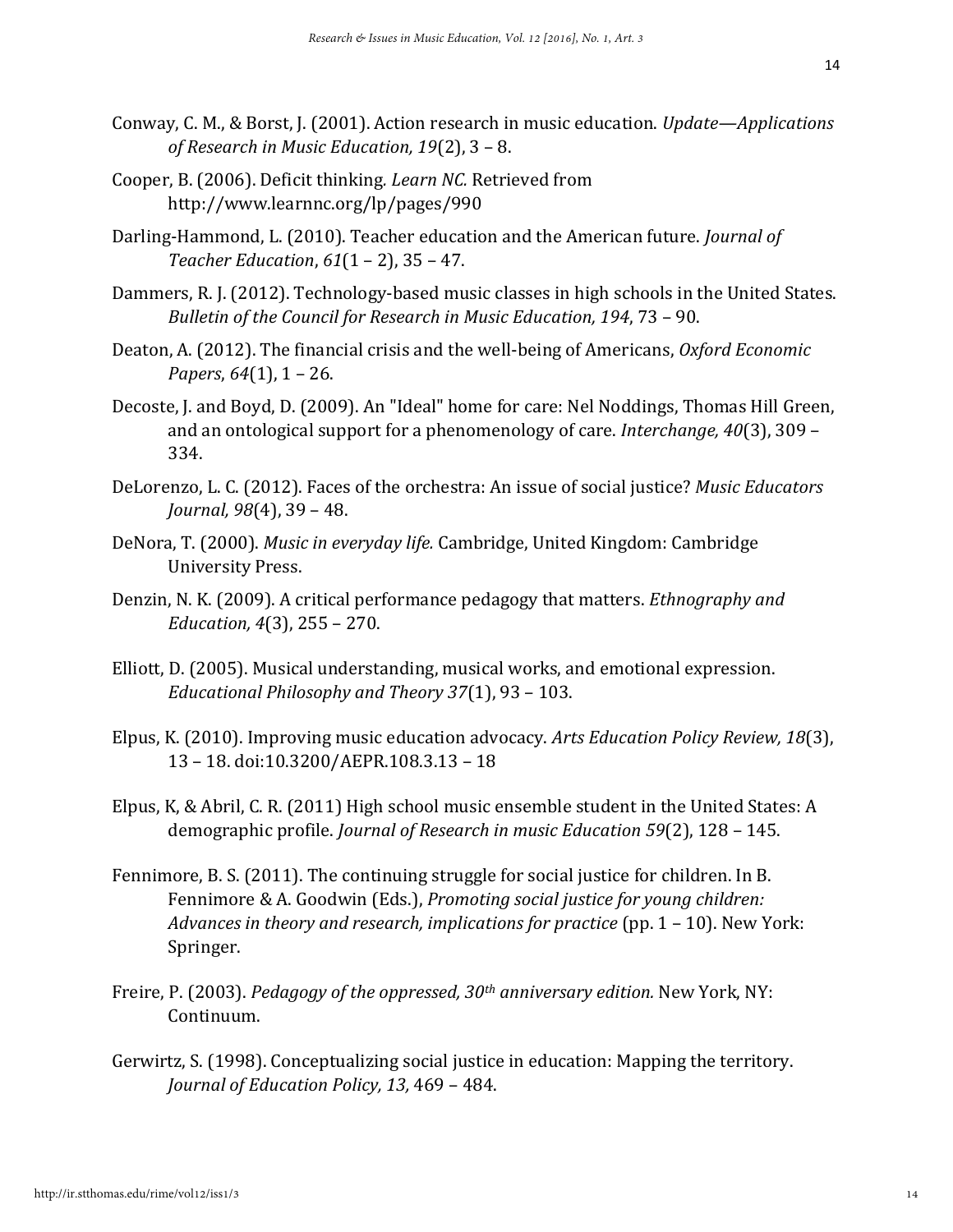Conway, C. M., & Borst, J. (2001). Action research in music education. *Update—Applications of Research in Music Education, 19*(2), 3 – 8.

Cooper, B. (2006). Deficit thinking. *Learn NC.* Retrieved from http://www.learnnc.org/lp/pages/990

Darling-Hammond, L. (2010). Teacher education and the American future. *Journal of Teacher Education*, *61*(1 – 2), 35 – 47.

Dammers, R. J. (2012). Technology-based music classes in high schools in the United States. *Bulletin of the Council for Research in Music Education, 194*, 73 – 90.

Deaton, A. (2012). The financial crisis and the well-being of Americans, *Oxford Economic Papers*, *64*(1), 1 – 26.

Decoste, J. and Boyd, D. (2009). An "Ideal" home for care: Nel Noddings, Thomas Hill Green, and an ontological support for a phenomenology of care. *Interchange, 40*(3), 309 – 334.

DeLorenzo, L. C. (2012). Faces of the orchestra: An issue of social justice? *Music Educators Journal, 98*(4), 39 – 48.

DeNora, T. (2000). *Music in everyday life.* Cambridge, United Kingdom: Cambridge University Press.

Denzin, N. K. (2009). A critical performance pedagogy that matters. *Ethnography and Education, 4*(3), 255 – 270.

Elliott, D. (2005). Musical understanding, musical works, and emotional expression. *Educational Philosophy and Theory 37*(1), 93 – 103.

Elpus, K. (2010). Improving music education advocacy. *Arts Education Policy Review, 18*(3), 13 – 18. doi:10.3200/AEPR.108.3.13 – 18

Elpus, K, & Abril, C. R. (2011) High school music ensemble student in the United States: A demographic profile. *Journal of Research in music Education 59*(2), 128 – 145.

Fennimore, B. S. (2011). The continuing struggle for social justice for children. In B. Fennimore & A. Goodwin (Eds.), *Promoting social justice for young children: Advances in theory and research, implications for practice* (pp. 1 – 10). New York: Springer.

Freire, P. (2003). *Pedagogy of the oppressed, 30th anniversary edition.* New York, NY: Continuum.

Gerwirtz, S. (1998). Conceptualizing social justice in education: Mapping the territory. *Journal of Education Policy, 13,* 469 – 484.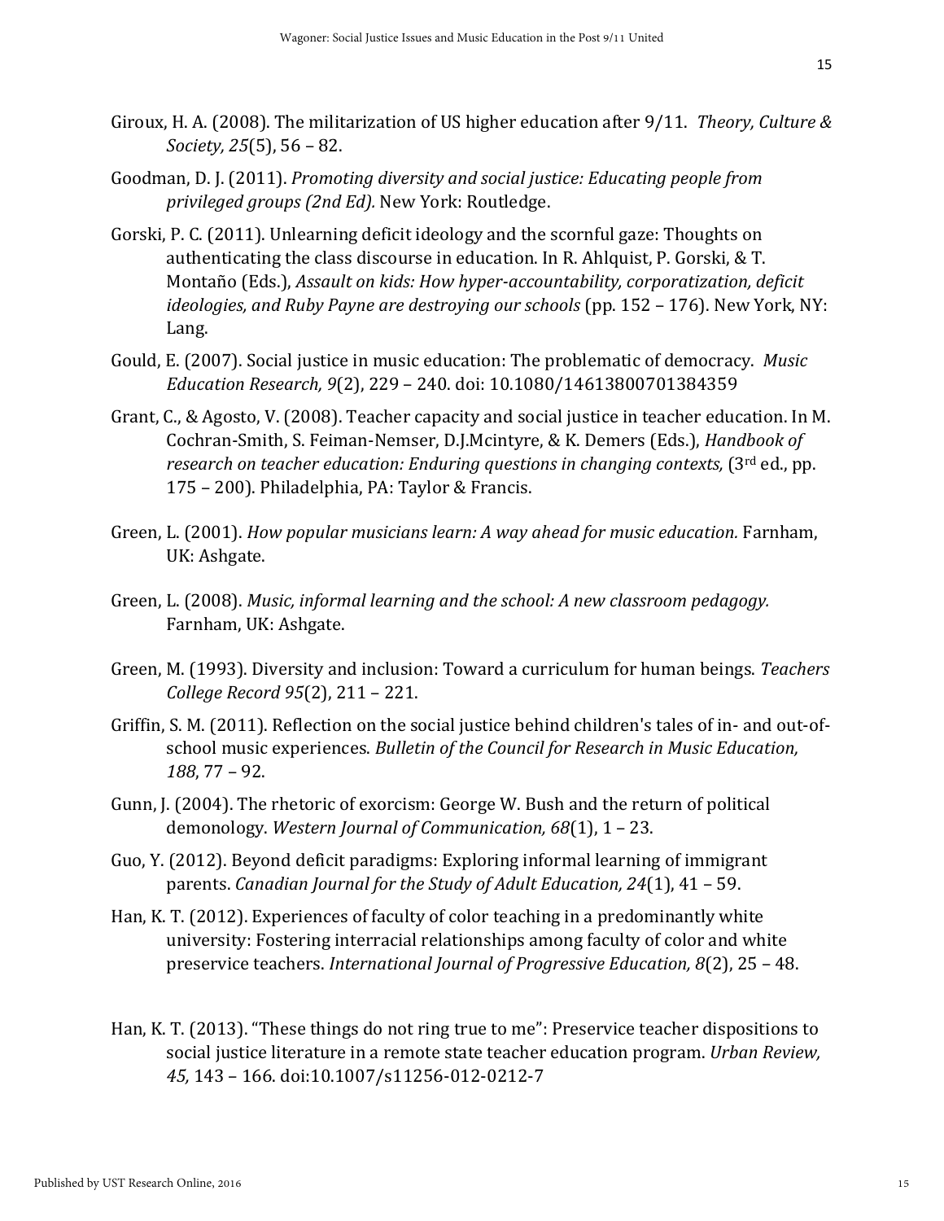Giroux, H. A. (2008). The militarization of US higher education after 9/11. *Theory, Culture & Society, 25*(5), 56 – 82.

Goodman, D. J. (2011). *Promoting diversity and social justice: Educating people from privileged groups (2nd Ed).* New York: Routledge.

Gorski, P. C. (2011). Unlearning deficit ideology and the scornful gaze: Thoughts on authenticating the class discourse in education. In R. Ahlquist, P. Gorski, & T. Montaño (Eds.), *Assault on kids: How hyper-accountability, corporatization, deficit ideologies, and Ruby Payne are destroying our schools* (pp. 152 – 176). New York, NY: Lang.

Gould, E. (2007). Social justice in music education: The problematic of democracy. *Music Education Research, 9*(2), 229 – 240. doi: 10.1080/14613800701384359

Grant, C., & Agosto, V. (2008). Teacher capacity and social justice in teacher education. In M. Cochran-Smith, S. Feiman-Nemser, D.J.Mcintyre, & K. Demers (Eds.), *Handbook of research on teacher education: Enduring questions in changing contexts,* (3rd ed., pp. 175 – 200). Philadelphia, PA: Taylor & Francis.

Green, L. (2001). *How popular musicians learn: A way ahead for music education.* Farnham, UK: Ashgate.

Green, L. (2008). *Music, informal learning and the school: A new classroom pedagogy.* Farnham, UK: Ashgate.

Green, M. (1993). Diversity and inclusion: Toward a curriculum for human beings. *Teachers College Record 95*(2), 211 – 221.

Griffin, S. M. (2011). Reflection on the social justice behind children's tales of in- and out-of-school music experiences. *Bulletin of the Council for Research in Music Education, 188*, 77 – 92.

Gunn, J. (2004). The rhetoric of exorcism: George W. Bush and the return of political demonology. *Western Journal of Communication, 68*(1), 1 – 23.

Guo, Y. (2012). Beyond deficit paradigms: Exploring informal learning of immigrant parents. *Canadian Journal for the Study of Adult Education, 24*(1), 41 – 59.

Han, K. T. (2012). Experiences of faculty of color teaching in a predominantly white university: Fostering interracial relationships among faculty of color and white preservice teachers. *International Journal of Progressive Education, 8*(2), 25 – 48.

Han, K. T. (2013). "These things do not ring true to me": Preservice teacher dispositions to social justice literature in a remote state teacher education program. *Urban Review, 45,* 143 – 166. doi:10.1007/s11256-012-0212-7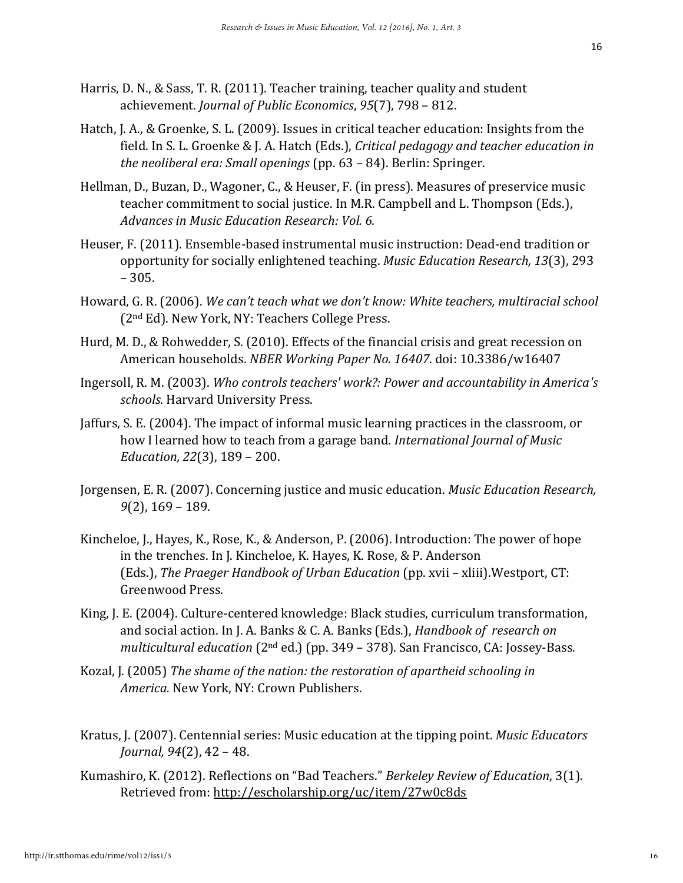Harris, D. N., & Sass, T. R. (2011). Teacher training, teacher quality and student achievement. *Journal of Public Economics*, *95*(7), 798 – 812.

Hatch, J. A., & Groenke, S. L. (2009). Issues in critical teacher education: Insights from the field. In S. L. Groenke & J. A. Hatch (Eds.), *Critical pedagogy and teacher education in the neoliberal era: Small openings* (pp. 63 – 84). Berlin: Springer.

Hellman, D., Buzan, D., Wagoner, C., & Heuser, F. (in press). Measures of preservice music teacher commitment to social justice. In M.R. Campbell and L. Thompson (Eds.), *Advances in Music Education Research: Vol. 6.*

Heuser, F. (2011). Ensemble-based instrumental music instruction: Dead-end tradition or opportunity for socially enlightened teaching. *Music Education Research, 13*(3), 293 – 305.

Howard, G. R. (2006). *We can't teach what we don't know: White teachers, multiracial school* (2nd Ed). New York, NY: Teachers College Press.

Hurd, M. D., & Rohwedder, S. (2010). Effects of the financial crisis and great recession on American households. *NBER Working Paper No. 16407*. doi: 10.3386/w16407

Ingersoll, R. M. (2003). *Who controls teachers' work?: Power and accountability in America's schools*. Harvard University Press.

Jaffurs, S. E. (2004). The impact of informal music learning practices in the classroom, or how I learned how to teach from a garage band. *International Journal of Music Education, 22*(3), 189 – 200.

Jorgensen, E. R. (2007). Concerning justice and music education. *Music Education Research, 9*(2), 169 – 189.

Kincheloe, J., Hayes, K., Rose, K., & Anderson, P. (2006). Introduction: The power of hope in the trenches. In J. Kincheloe, K. Hayes, K. Rose, & P. Anderson (Eds.), *The Praeger Handbook of Urban Education* (pp. xvii – xliii).Westport, CT: Greenwood Press.

King, J. E. (2004). Culture-centered knowledge: Black studies, curriculum transformation, and social action. In J. A. Banks & C. A. Banks (Eds.), *Handbook of research on multicultural education* (2nd ed.) (pp. 349 – 378). San Francisco, CA: Jossey-Bass.

Kozal, J. (2005) *The shame of the nation: the restoration of apartheid schooling in America.* New York, NY: Crown Publishers.

Kratus, J. (2007). Centennial series: Music education at the tipping point. *Music Educators Journal, 94*(2), 42 – 48.

Kumashiro, K. (2012). Reflections on "Bad Teachers." *Berkeley Review of Education*, 3(1). Retrieved from: http://escholarship.org/uc/item/27w0c8ds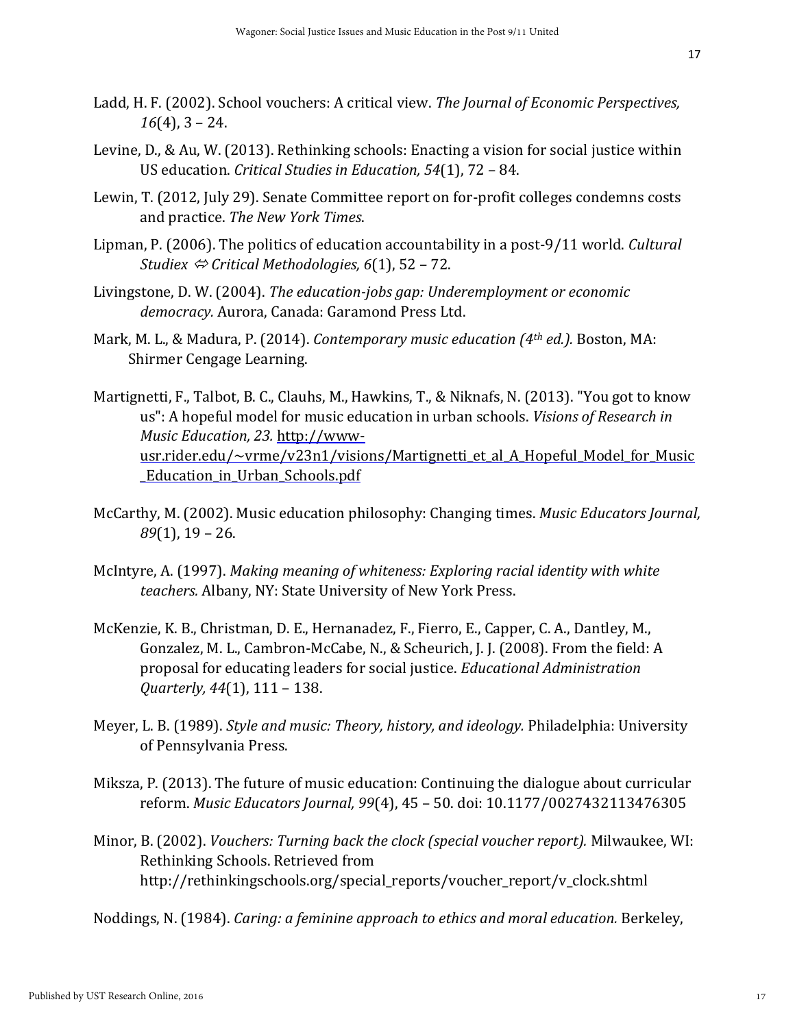Ladd, H. F. (2002). School vouchers: A critical view. *The Journal of Economic Perspectives, 16*(4), 3 – 24.

Levine, D., & Au, W. (2013). Rethinking schools: Enacting a vision for social justice within US education. *Critical Studies in Education, 54*(1), 72 – 84.

Lewin, T. (2012, July 29). Senate Committee report on for-profit colleges condemns costs and practice. *The New York Times*.

Lipman, P. (2006). The politics of education accountability in a post-9/11 world. *Cultural Studiex ⇔ Critical Methodologies, 6*(1), 52 – 72.

Livingstone, D. W. (2004). *The education-jobs gap: Underemployment or economic democracy.* Aurora, Canada: Garamond Press Ltd.

Mark, M. L., & Madura, P. (2014). *Contemporary music education (4th ed.).* Boston, MA: Shirmer Cengage Learning.

Martignetti, F., Talbot, B. C., Clauhs, M., Hawkins, T., & Niknafs, N. (2013). "You got to know us": A hopeful model for music education in urban schools. *Visions of Research in Music Education, 23.* http://www-usr.rider.edu/~vrme/v23n1/visions/Martignetti_et_al_A_Hopeful_Model_for_Music_Education_in_Urban_Schools.pdf

McCarthy, M. (2002). Music education philosophy: Changing times. *Music Educators Journal, 89*(1), 19 – 26.

McIntyre, A. (1997). *Making meaning of whiteness: Exploring racial identity with white teachers.* Albany, NY: State University of New York Press.

McKenzie, K. B., Christman, D. E., Hernanadez, F., Fierro, E., Capper, C. A., Dantley, M., Gonzalez, M. L., Cambron-McCabe, N., & Scheurich, J. J. (2008). From the field: A proposal for educating leaders for social justice. *Educational Administration Quarterly, 44*(1), 111 – 138.

Meyer, L. B. (1989). *Style and music: Theory, history, and ideology.* Philadelphia: University of Pennsylvania Press.

Miksza, P. (2013). The future of music education: Continuing the dialogue about curricular reform. *Music Educators Journal, 99*(4), 45 – 50. doi: 10.1177/0027432113476305

Minor, B. (2002). *Vouchers: Turning back the clock (special voucher report).* Milwaukee, WI: Rethinking Schools. Retrieved from http://rethinkingschools.org/special_reports/voucher_report/v_clock.shtml

Noddings, N. (1984). *Caring: a feminine approach to ethics and moral education.* Berkeley,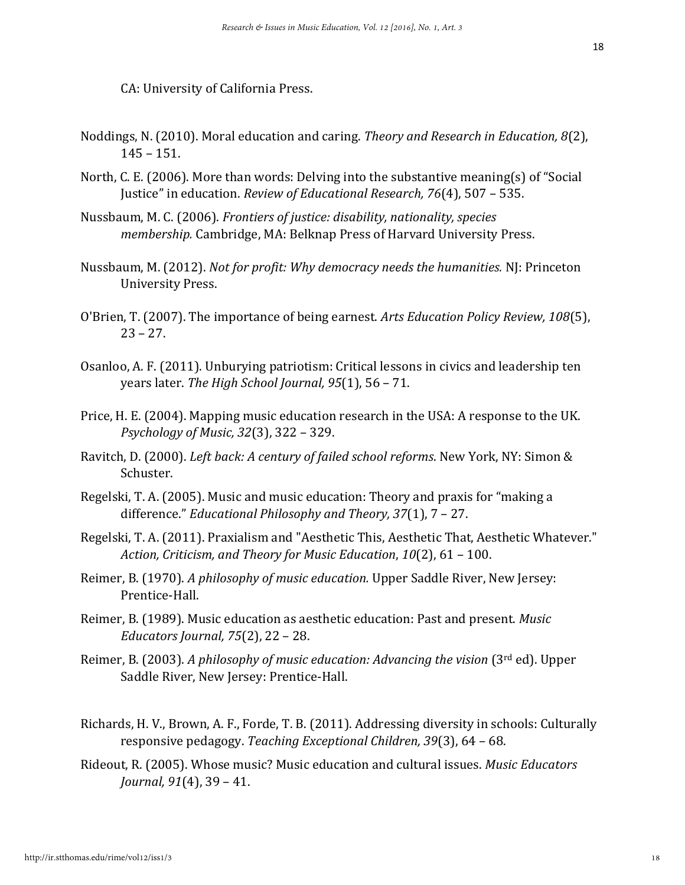CA: University of California Press.

Noddings, N. (2010). Moral education and caring. *Theory and Research in Education, 8*(2), 145 – 151.

North, C. E. (2006). More than words: Delving into the substantive meaning(s) of "Social Justice" in education. *Review of Educational Research, 76*(4), 507 – 535.

Nussbaum, M. C. (2006). *Frontiers of justice: disability, nationality, species membership.* Cambridge, MA: Belknap Press of Harvard University Press.

Nussbaum, M. (2012). *Not for profit: Why democracy needs the humanities.* NJ: Princeton University Press.

O'Brien, T. (2007). The importance of being earnest. *Arts Education Policy Review, 108*(5), 23 – 27.

Osanloo, A. F. (2011). Unburying patriotism: Critical lessons in civics and leadership ten years later. *The High School Journal, 95*(1), 56 – 71.

Price, H. E. (2004). Mapping music education research in the USA: A response to the UK. *Psychology of Music, 32*(3), 322 – 329.

Ravitch, D. (2000). *Left back: A century of failed school reforms*. New York, NY: Simon & Schuster.

Regelski, T. A. (2005). Music and music education: Theory and praxis for "making a difference." *Educational Philosophy and Theory, 37*(1), 7 – 27.

Regelski, T. A. (2011). Praxialism and "Aesthetic This, Aesthetic That, Aesthetic Whatever." *Action, Criticism, and Theory for Music Education*, *10*(2), 61 – 100.

Reimer, B. (1970). *A philosophy of music education.* Upper Saddle River, New Jersey: Prentice-Hall.

Reimer, B. (1989). Music education as aesthetic education: Past and present. *Music Educators Journal, 75*(2), 22 – 28.

Reimer, B. (2003). *A philosophy of music education: Advancing the vision* (3rd ed). Upper Saddle River, New Jersey: Prentice-Hall.

Richards, H. V., Brown, A. F., Forde, T. B. (2011). Addressing diversity in schools: Culturally responsive pedagogy. *Teaching Exceptional Children, 39*(3), 64 – 68.

Rideout, R. (2005). Whose music? Music education and cultural issues. *Music Educators Journal, 91*(4), 39 – 41.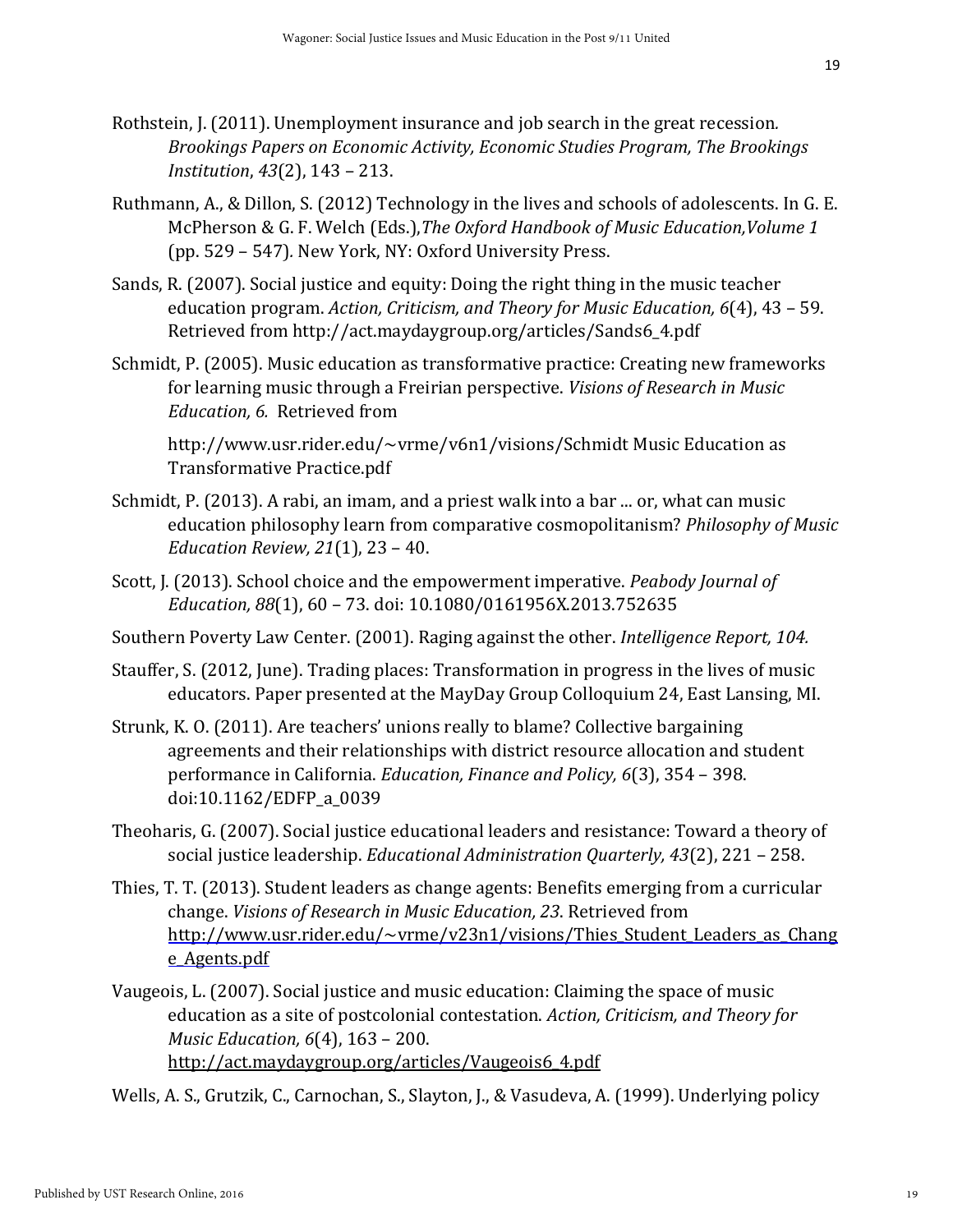Rothstein, J. (2011). Unemployment insurance and job search in the great recession*. Brookings Papers on Economic Activity, Economic Studies Program, The Brookings Institution*, *43*(2), 143 – 213.

Ruthmann, A., & Dillon, S. (2012) Technology in the lives and schools of adolescents. In G. E. McPherson & G. F. Welch (Eds.),*The Oxford Handbook of Music Education,Volume 1* (pp. 529 – 547)*.* New York, NY: Oxford University Press.

Sands, R. (2007). Social justice and equity: Doing the right thing in the music teacher education program. *Action, Criticism, and Theory for Music Education, 6*(4), 43 – 59. Retrieved from http://act.maydaygroup.org/articles/Sands6_4.pdf

Schmidt, P. (2005). Music education as transformative practice: Creating new frameworks for learning music through a Freirian perspective. *Visions of Research in Music Education, 6.* Retrieved from

http://www.usr.rider.edu/~vrme/v6n1/visions/Schmidt Music Education as Transformative Practice.pdf

Schmidt, P. (2013). A rabi, an imam, and a priest walk into a bar ... or, what can music education philosophy learn from comparative cosmopolitanism? *Philosophy of Music Education Review, 21*(1), 23 – 40.

Scott, J. (2013). School choice and the empowerment imperative. *Peabody Journal of Education, 88*(1), 60 – 73. doi: 10.1080/0161956X.2013.752635

Southern Poverty Law Center. (2001). Raging against the other. *Intelligence Report, 104.*

Stauffer, S. (2012, June). Trading places: Transformation in progress in the lives of music educators. Paper presented at the MayDay Group Colloquium 24, East Lansing, MI.

Strunk, K. O. (2011). Are teachers' unions really to blame? Collective bargaining agreements and their relationships with district resource allocation and student performance in California. *Education, Finance and Policy, 6*(3), 354 – 398. doi:10.1162/EDFP_a_0039

Theoharis, G. (2007). Social justice educational leaders and resistance: Toward a theory of social justice leadership. *Educational Administration Quarterly, 43*(2), 221 – 258.

Thies, T. T. (2013). Student leaders as change agents: Benefits emerging from a curricular change. *Visions of Research in Music Education, 23*. Retrieved from http://www.usr.rider.edu/~vrme/v23n1/visions/Thies_Student_Leaders_as_Change_Agents.pdf

Vaugeois, L. (2007). Social justice and music education: Claiming the space of music education as a site of postcolonial contestation. *Action, Criticism, and Theory for Music Education, 6*(4), 163 – 200. http://act.maydaygroup.org/articles/Vaugeois6_4.pdf

Wells, A. S., Grutzik, C., Carnochan, S., Slayton, J., & Vasudeva, A. (1999). Underlying policy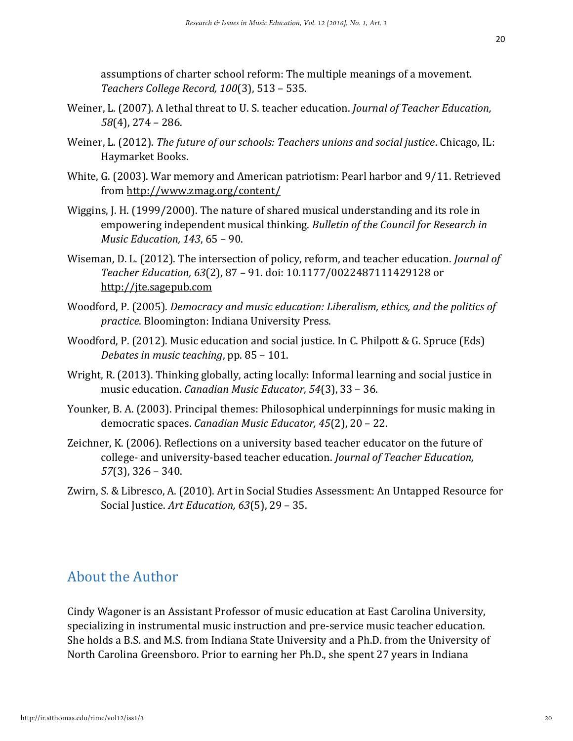assumptions of charter school reform: The multiple meanings of a movement. *Teachers College Record, 100*(3), 513 – 535.

Weiner, L. (2007). A lethal threat to U. S. teacher education. *Journal of Teacher Education, 58*(4), 274 – 286.

Weiner, L. (2012). *The future of our schools: Teachers unions and social justice*. Chicago, IL: Haymarket Books.

White, G. (2003). War memory and American patriotism: Pearl harbor and 9/11. Retrieved from http://www.zmag.org/content/

Wiggins, J. H. (1999/2000). The nature of shared musical understanding and its role in empowering independent musical thinking. *Bulletin of the Council for Research in Music Education, 143*, 65 – 90.

Wiseman, D. L. (2012). The intersection of policy, reform, and teacher education. *Journal of Teacher Education, 63*(2), 87 – 91. doi: 10.1177/0022487111429128 or http://jte.sagepub.com

Woodford, P. (2005). *Democracy and music education: Liberalism, ethics, and the politics of practice*. Bloomington: Indiana University Press.

Woodford, P. (2012). Music education and social justice. In C. Philpott & G. Spruce (Eds) *Debates in music teaching*, pp. 85 – 101.

Wright, R. (2013). Thinking globally, acting locally: Informal learning and social justice in music education. *Canadian Music Educator, 54*(3), 33 – 36.

Younker, B. A. (2003). Principal themes: Philosophical underpinnings for music making in democratic spaces. *Canadian Music Educator, 45*(2), 20 – 22.

Zeichner, K. (2006). Reflections on a university based teacher educator on the future of college- and university-based teacher education. *Journal of Teacher Education, 57*(3), 326 – 340.

Zwirn, S. & Libresco, A. (2010). Art in Social Studies Assessment: An Untapped Resource for Social Justice. *Art Education, 63*(5), 29 – 35.

## About the Author

Cindy Wagoner is an Assistant Professor of music education at East Carolina University, specializing in instrumental music instruction and pre-service music teacher education. She holds a B.S. and M.S. from Indiana State University and a Ph.D. from the University of North Carolina Greensboro. Prior to earning her Ph.D., she spent 27 years in Indiana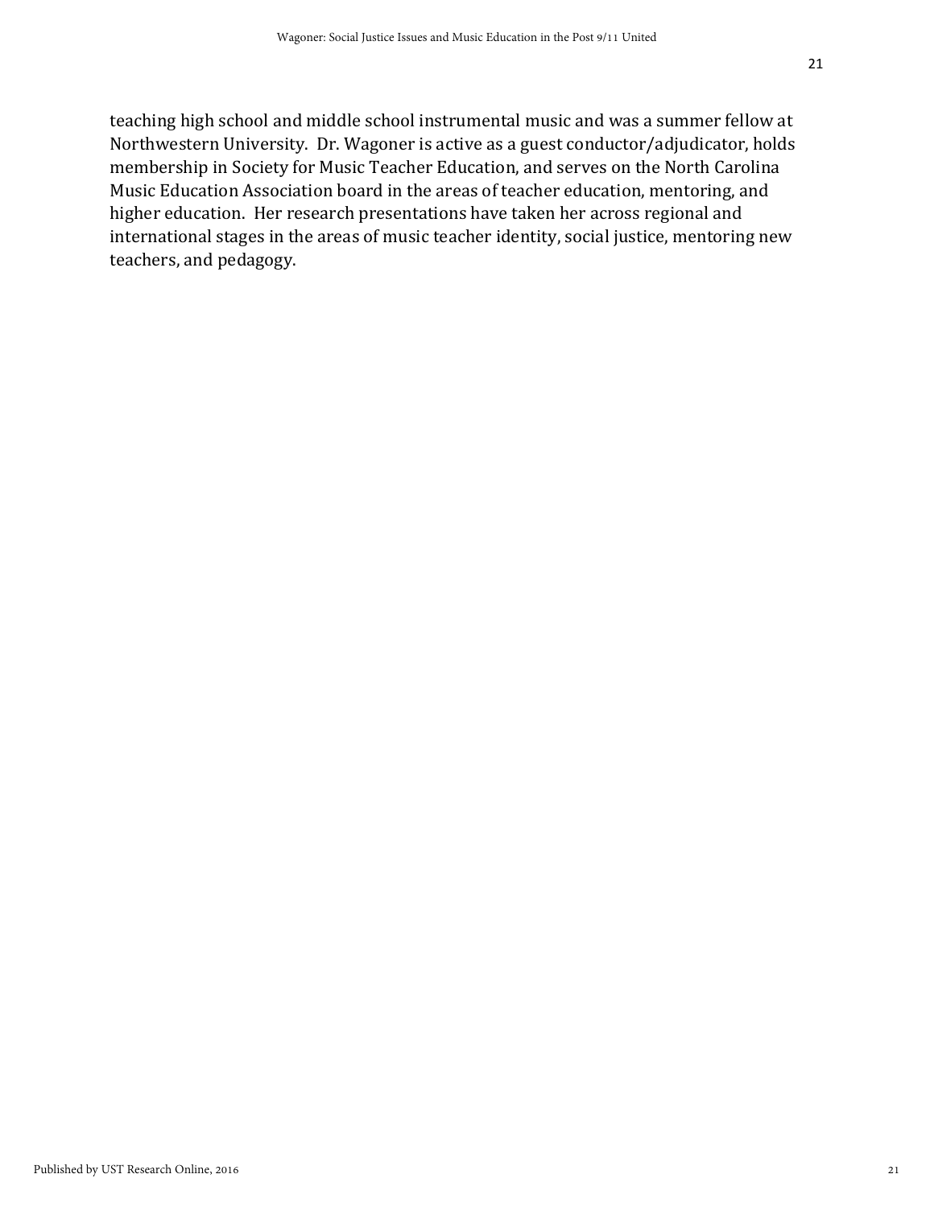teaching high school and middle school instrumental music and was a summer fellow at Northwestern University. Dr. Wagoner is active as a guest conductor/adjudicator, holds membership in Society for Music Teacher Education, and serves on the North Carolina Music Education Association board in the areas of teacher education, mentoring, and higher education. Her research presentations have taken her across regional and international stages in the areas of music teacher identity, social justice, mentoring new teachers, and pedagogy.